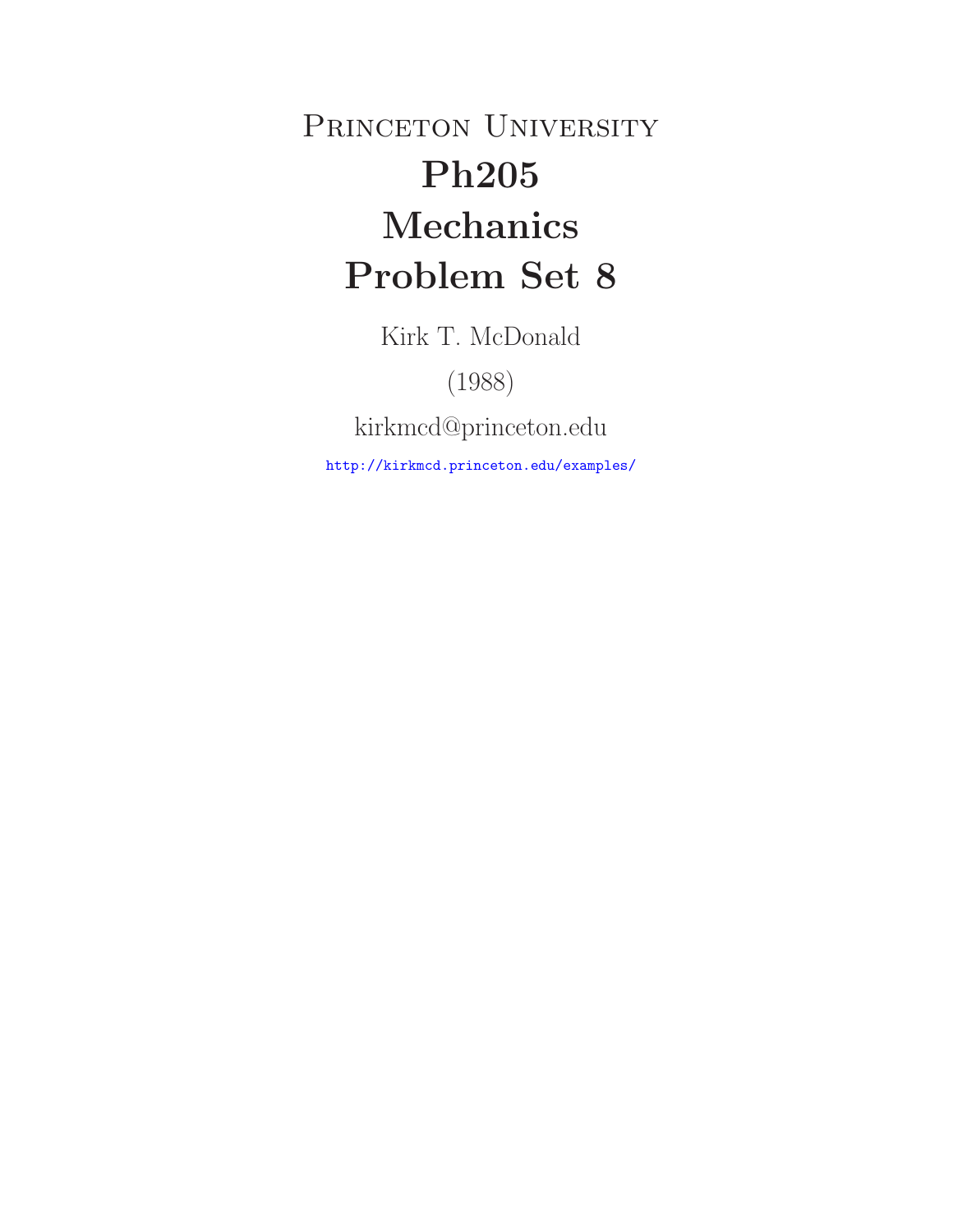# Princeton University

# Ph205

# Mechanics

# Problem Set 8

Kirk T. McDonald

(1988)

kirkmcd@princeton.edu

http://kirkmcd.princeton.edu/examples/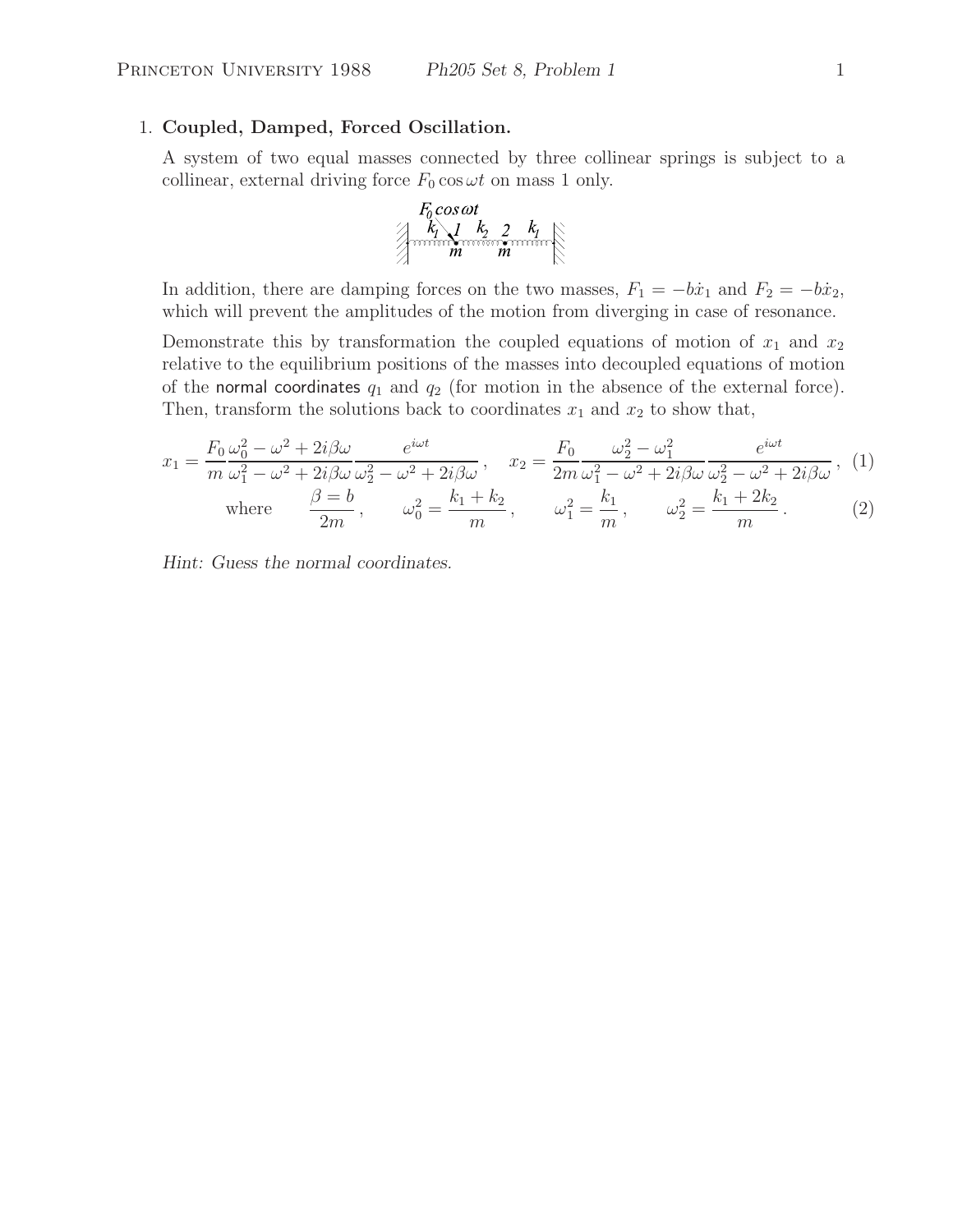1. **Coupled, Damped, Forced Oscillation.**

   A system of two equal masses connected by three collinear springs is subject to a collinear, external driving force $F_0 \cos \omega t$ on mass 1 only.

   In addition, there are damping forces on the two masses, $F_1 = -b\dot{x}_1$ and $F_2 = -b\dot{x}_2$, which will prevent the amplitudes of the motion from diverging in case of resonance.

   Demonstrate this by transformation the coupled equations of motion of $x_1$ and $x_2$ relative to the equilibrium positions of the masses into decoupled equations of motion of the normal coordinates $q_1$ and $q_2$ (for motion in the absence of the external force). Then, transform the solutions back to coordinates $x_1$ and $x_2$ to show that,

$$x_1 = \frac{F_0}{m} \frac{\omega_0^2 - \omega^2 + 2i\beta\omega}{\omega_1^2 - \omega^2 + 2i\beta\omega} \frac{e^{i\omega t}}{\omega_2^2 - \omega^2 + 2i\beta\omega}, \quad x_2 = \frac{F_0}{2m} \frac{\omega_2^2 - \omega_1^2}{\omega_1^2 - \omega^2 + 2i\beta\omega} \frac{e^{i\omega t}}{\omega_2^2 - \omega^2 + 2i\beta\omega}, \quad (1)$$

$$\text{where} \qquad \beta = \frac{b}{2m}, \qquad \omega_0^2 = \frac{k_1 + k_2}{m}, \qquad \omega_1^2 = \frac{k_1}{m}, \qquad \omega_2^2 = \frac{k_1 + 2k_2}{m}. \quad (2)$$

   *Hint: Guess the normal coordinates.*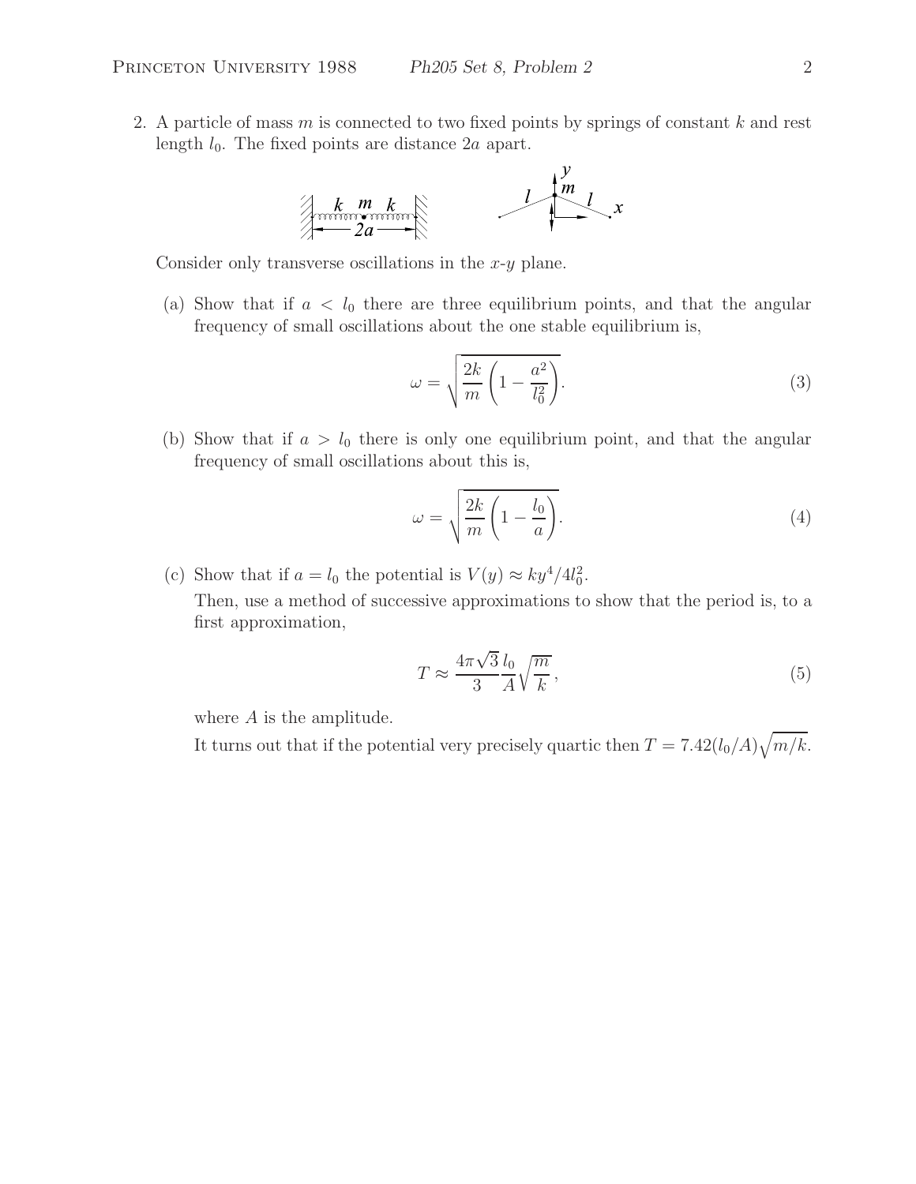2. A particle of mass $m$ is connected to two fixed points by springs of constant $k$ and rest length $l_0$. The fixed points are distance $2a$ apart.

Consider only transverse oscillations in the $x$-$y$ plane.

(a) Show that if $a < l_0$ there are three equilibrium points, and that the angular frequency of small oscillations about the one stable equilibrium is,

$$\omega = \sqrt{\frac{2k}{m}\left(1 - \frac{a^2}{l_0^2}\right)}. \tag{3}$$

(b) Show that if $a > l_0$ there is only one equilibrium point, and that the angular frequency of small oscillations about this is,

$$\omega = \sqrt{\frac{2k}{m}\left(1 - \frac{l_0}{a}\right)}. \tag{4}$$

(c) Show that if $a = l_0$ the potential is $V(y) \approx ky^4/4l_0^2$.

Then, use a method of successive approximations to show that the period is, to a first approximation,

$$T \approx \frac{4\pi\sqrt{3}}{3}\frac{l_0}{A}\sqrt{\frac{m}{k}}, \tag{5}$$

where $A$ is the amplitude.

It turns out that if the potential very precisely quartic then $T = 7.42(l_0/A)\sqrt{m/k}$.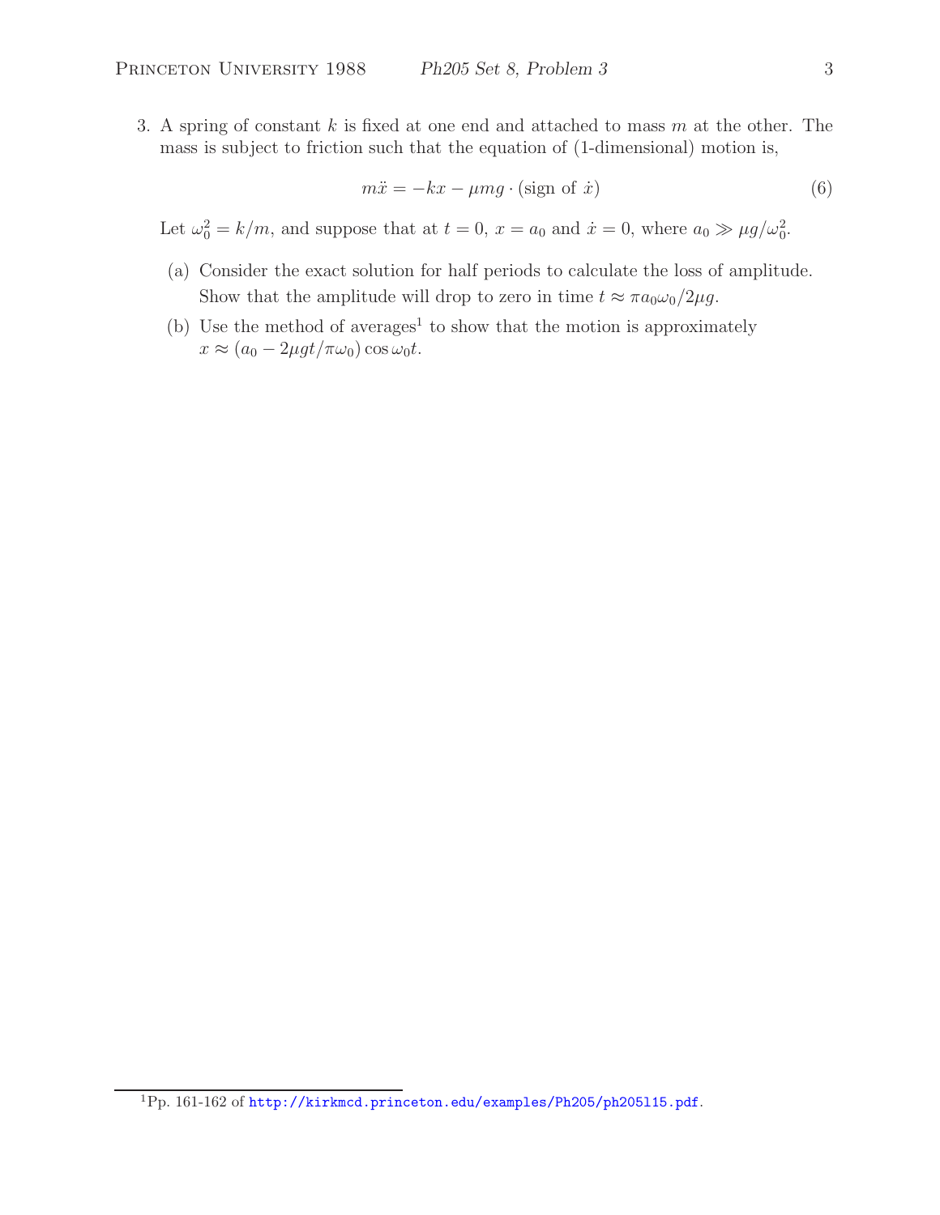3. A spring of constant $k$ is fixed at one end and attached to mass $m$ at the other. The mass is subject to friction such that the equation of (1-dimensional) motion is,

$$m\ddot{x} = -kx - \mu mg \cdot (\text{sign of } \dot{x}) \tag{6}$$

Let $\omega_0^2 = k/m$, and suppose that at $t = 0$, $x = a_0$ and $\dot{x} = 0$, where $a_0 \gg \mu g/\omega_0^2$.

(a) Consider the exact solution for half periods to calculate the loss of amplitude. Show that the amplitude will drop to zero in time $t \approx \pi a_0 \omega_0 / 2\mu g$.

(b) Use the method of averages[1] to show that the motion is approximately $x \approx (a_0 - 2\mu g t/\pi\omega_0)\cos\omega_0 t$.

[1] Pp. 161-162 of http://kirkmcd.princeton.edu/examples/Ph205/ph205l15.pdf.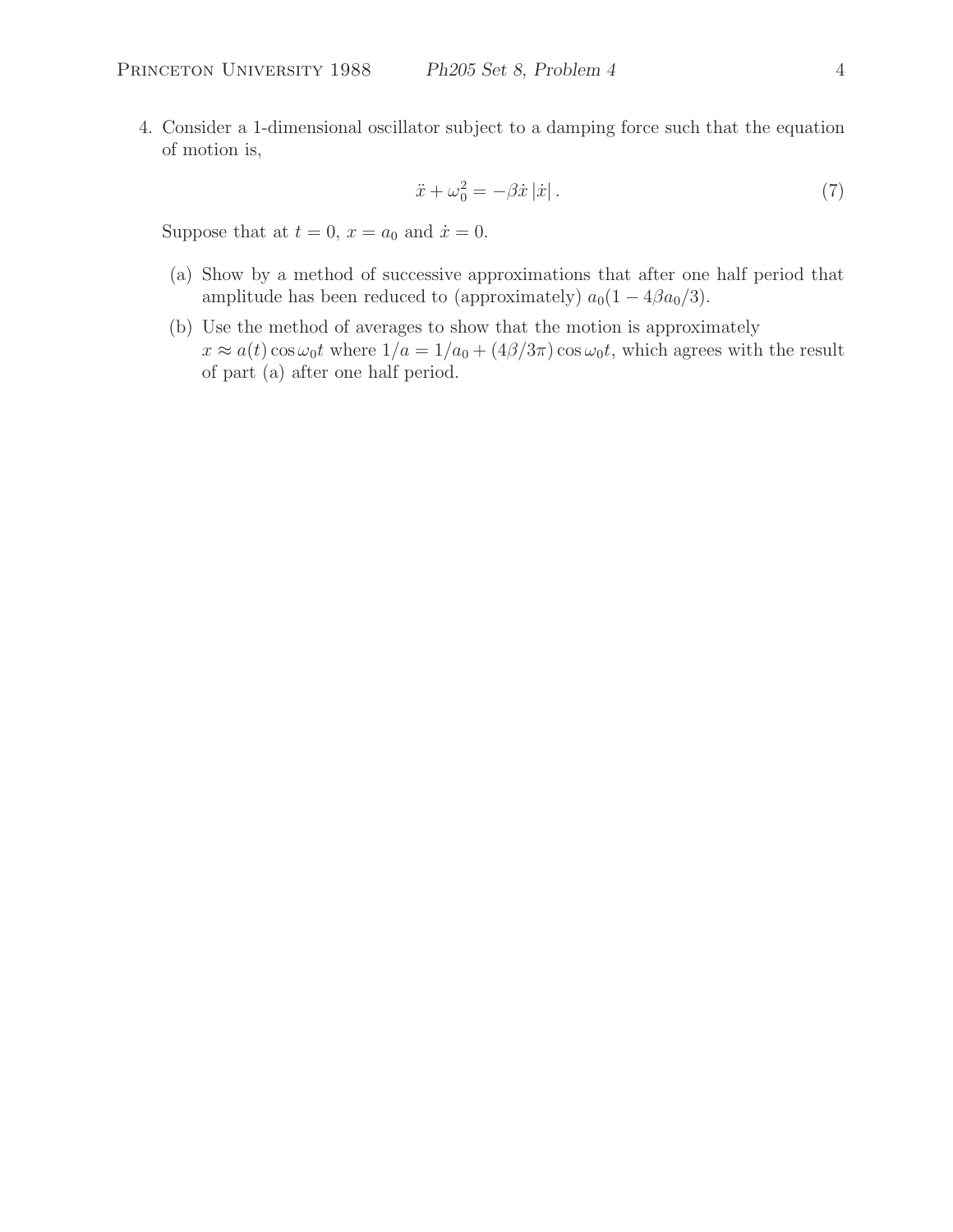4. Consider a 1-dimensional oscillator subject to a damping force such that the equation of motion is,

$$\ddot{x} + \omega_0^2 = -\beta \dot{x} \left| \dot{x} \right| . \tag{7}$$

Suppose that at $t = 0$, $x = a_0$ and $\dot{x} = 0$.

(a) Show by a method of successive approximations that after one half period that amplitude has been reduced to (approximately) $a_0(1 - 4\beta a_0/3)$.

(b) Use the method of averages to show that the motion is approximately $x \approx a(t) \cos \omega_0 t$ where $1/a = 1/a_0 + (4\beta/3\pi) \cos \omega_0 t$, which agrees with the result of part (a) after one half period.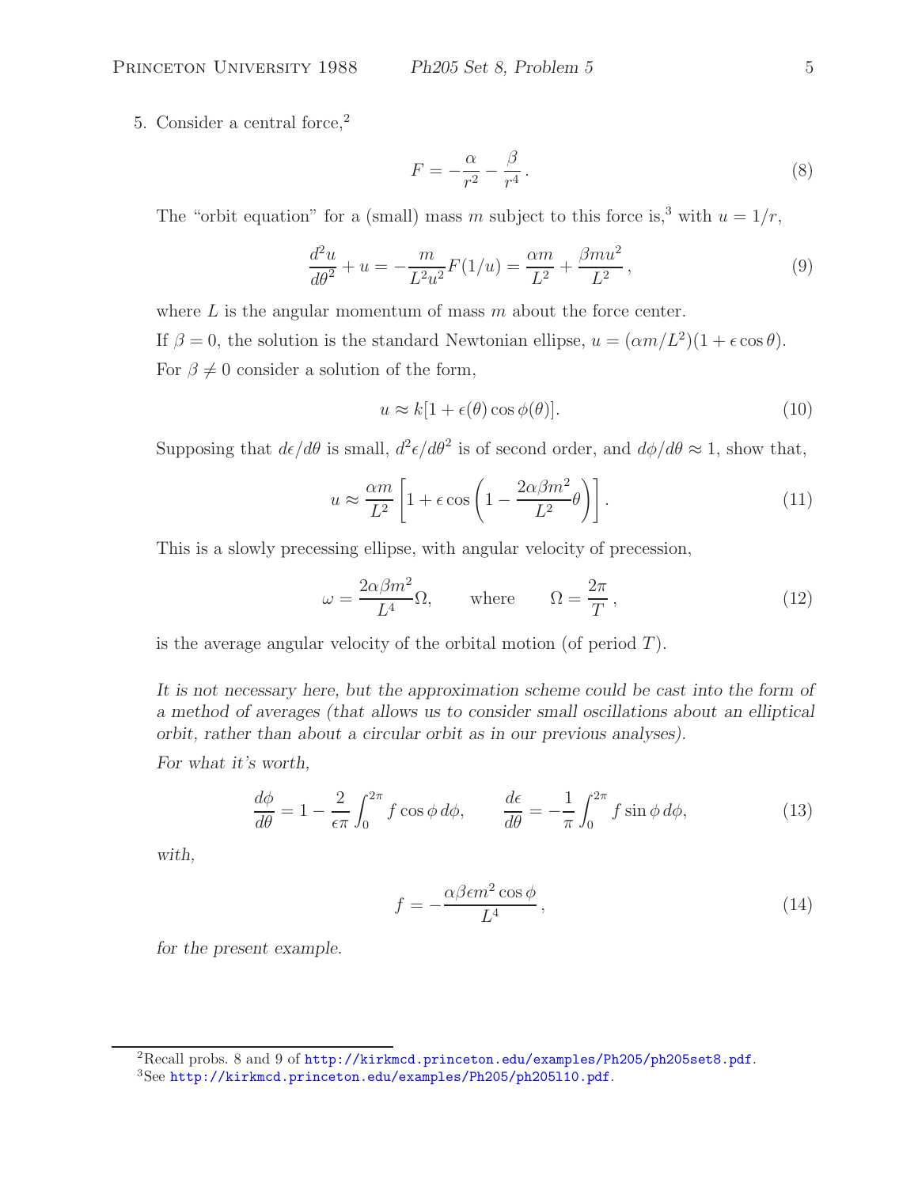5. Consider a central force,[2]

$$F = -\frac{\alpha}{r^2} - \frac{\beta}{r^4}. \tag{8}$$

The "orbit equation" for a (small) mass $m$ subject to this force is,[3] with $u = 1/r$,

$$\frac{d^2u}{d\theta^2} + u = -\frac{m}{L^2u^2}F(1/u) = \frac{\alpha m}{L^2} + \frac{\beta m u^2}{L^2}, \tag{9}$$

where $L$ is the angular momentum of mass $m$ about the force center.

If $\beta = 0$, the solution is the standard Newtonian ellipse, $u = (\alpha m/L^2)(1 + \epsilon\cos\theta)$.

For $\beta \neq 0$ consider a solution of the form,

$$u \approx k[1 + \epsilon(\theta)\cos\phi(\theta)]. \tag{10}$$

Supposing that $d\epsilon/d\theta$ is small, $d^2\epsilon/d\theta^2$ is of second order, and $d\phi/d\theta \approx 1$, show that,

$$u \approx \frac{\alpha m}{L^2}\left[1 + \epsilon\cos\left(1 - \frac{2\alpha\beta m^2}{L^2}\theta\right)\right]. \tag{11}$$

This is a slowly precessing ellipse, with angular velocity of precession,

$$\omega = \frac{2\alpha\beta m^2}{L^4}\Omega, \qquad \text{where} \qquad \Omega = \frac{2\pi}{T}, \tag{12}$$

is the average angular velocity of the orbital motion (of period $T$).

*It is not necessary here, but the approximation scheme could be cast into the form of a method of averages (that allows us to consider small oscillations about an elliptical orbit, rather than about a circular orbit as in our previous analyses).*

*For what it's worth,*

$$\frac{d\phi}{d\theta} = 1 - \frac{2}{\epsilon\pi}\int_0^{2\pi} f\cos\phi\, d\phi, \qquad \frac{d\epsilon}{d\theta} = -\frac{1}{\pi}\int_0^{2\pi} f\sin\phi\, d\phi, \tag{13}$$

*with,*

$$f = -\frac{\alpha\beta\epsilon m^2\cos\phi}{L^4}, \tag{14}$$

*for the present example.*

---

[2] Recall probs. 8 and 9 of http://kirkmcd.princeton.edu/examples/Ph205/ph205set8.pdf.

[3] See http://kirkmcd.princeton.edu/examples/Ph205/ph205l10.pdf.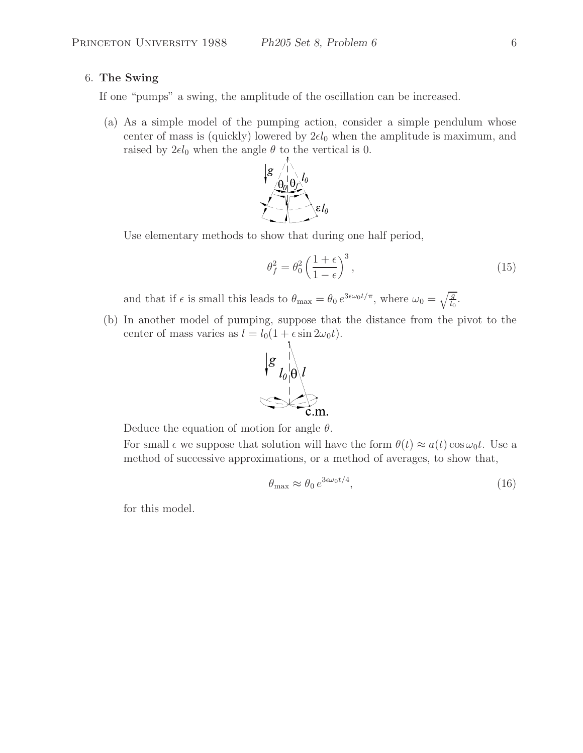6. **The Swing**

If one "pumps" a swing, the amplitude of the oscillation can be increased.

(a) As a simple model of the pumping action, consider a simple pendulum whose center of mass is (quickly) lowered by $2\epsilon l_0$ when the amplitude is maximum, and raised by $2\epsilon l_0$ when the angle $\theta$ to the vertical is 0.

Use elementary methods to show that during one half period,

$$\theta_f^2 = \theta_0^2 \left(\frac{1+\epsilon}{1-\epsilon}\right)^3, \tag{15}$$

and that if $\epsilon$ is small this leads to $\theta_{\max} = \theta_0 \, e^{3\epsilon\omega_0 t/\pi}$, where $\omega_0 = \sqrt{\frac{g}{l_0}}$.

(b) In another model of pumping, suppose that the distance from the pivot to the center of mass varies as $l = l_0(1 + \epsilon \sin 2\omega_0 t)$.

Deduce the equation of motion for angle $\theta$.

For small $\epsilon$ we suppose that solution will have the form $\theta(t) \approx a(t) \cos \omega_0 t$. Use a method of successive approximations, or a method of averages, to show that,

$$\theta_{\max} \approx \theta_0 \, e^{3\epsilon\omega_0 t/4}, \tag{16}$$

for this model.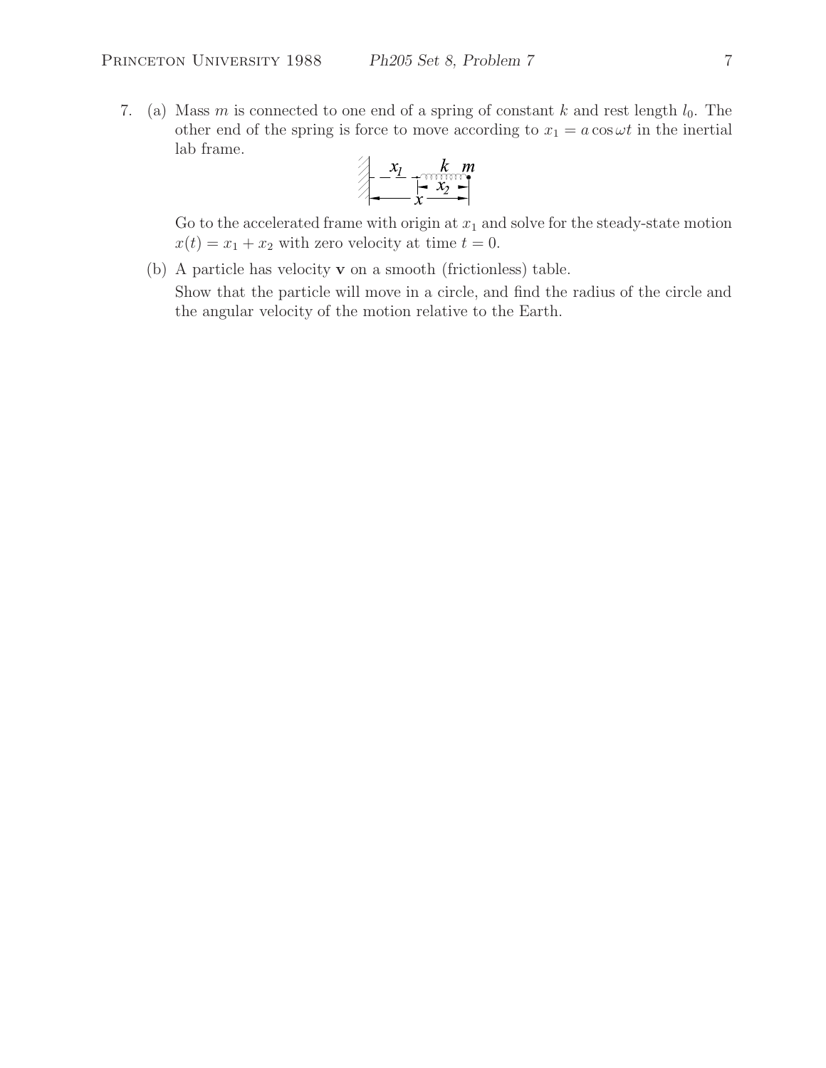7. (a) Mass $m$ is connected to one end of a spring of constant $k$ and rest length $l_0$. The other end of the spring is force to move according to $x_1 = a \cos \omega t$ in the inertial lab frame.

   Go to the accelerated frame with origin at $x_1$ and solve for the steady-state motion $x(t) = x_1 + x_2$ with zero velocity at time $t = 0$.

   (b) A particle has velocity $\mathbf{v}$ on a smooth (frictionless) table.

   Show that the particle will move in a circle, and find the radius of the circle and the angular velocity of the motion relative to the Earth.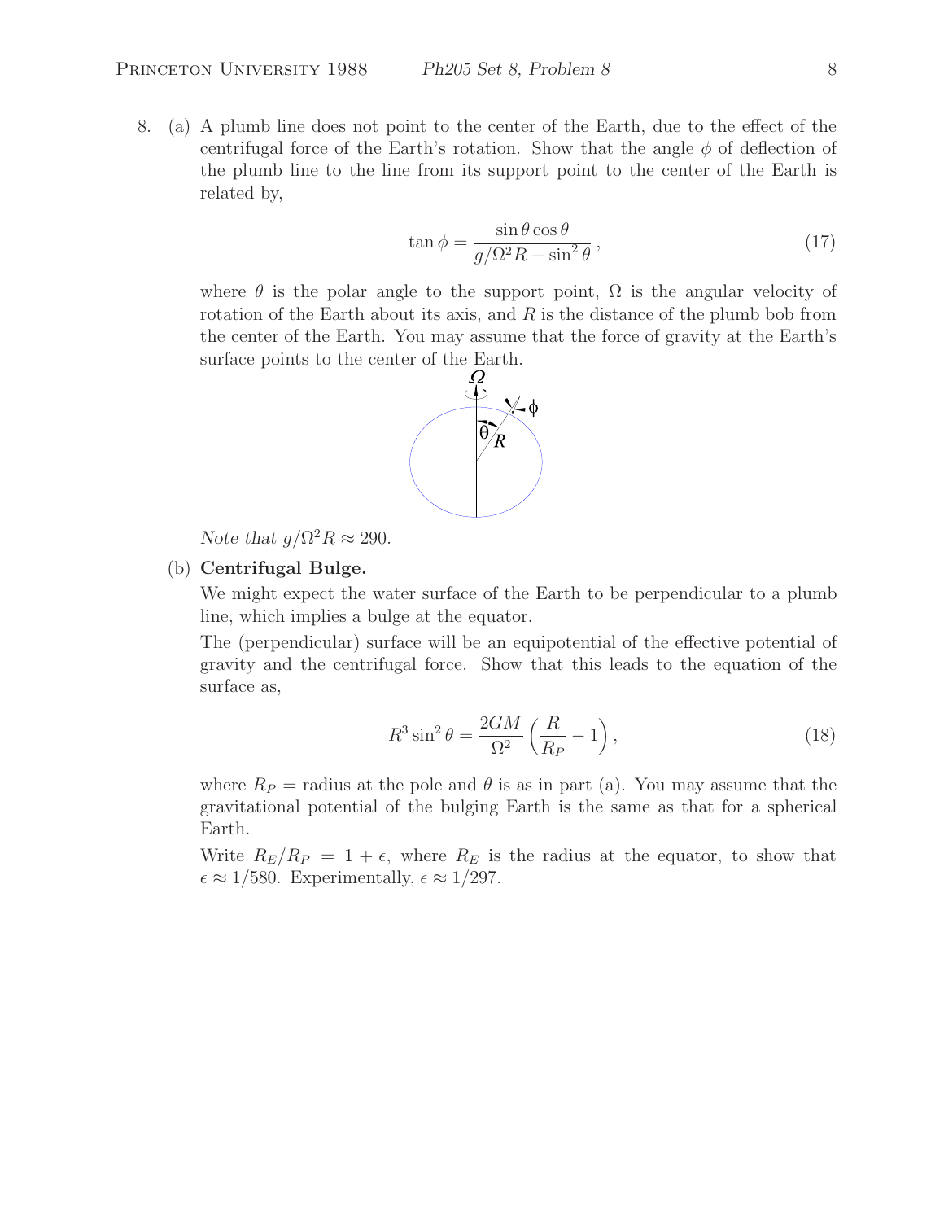8. (a) A plumb line does not point to the center of the Earth, due to the effect of the centrifugal force of the Earth's rotation. Show that the angle $\phi$ of deflection of the plumb line to the line from its support point to the center of the Earth is related by,

$$\tan\phi = \frac{\sin\theta\cos\theta}{g/\Omega^2 R - \sin^2\theta}\,, \tag{17}$$

where $\theta$ is the polar angle to the support point, $\Omega$ is the angular velocity of rotation of the Earth about its axis, and $R$ is the distance of the plumb bob from the center of the Earth. You may assume that the force of gravity at the Earth's surface points to the center of the Earth.

*Note that* $g/\Omega^2 R \approx 290$.

(b) **Centrifugal Bulge.**

We might expect the water surface of the Earth to be perpendicular to a plumb line, which implies a bulge at the equator.

The (perpendicular) surface will be an equipotential of the effective potential of gravity and the centrifugal force. Show that this leads to the equation of the surface as,

$$R^3 \sin^2\theta = \frac{2GM}{\Omega^2}\left(\frac{R}{R_P} - 1\right), \tag{18}$$

where $R_P$ = radius at the pole and $\theta$ is as in part (a). You may assume that the gravitational potential of the bulging Earth is the same as that for a spherical Earth.

Write $R_E/R_P = 1 + \epsilon$, where $R_E$ is the radius at the equator, to show that $\epsilon \approx 1/580$. Experimentally, $\epsilon \approx 1/297$.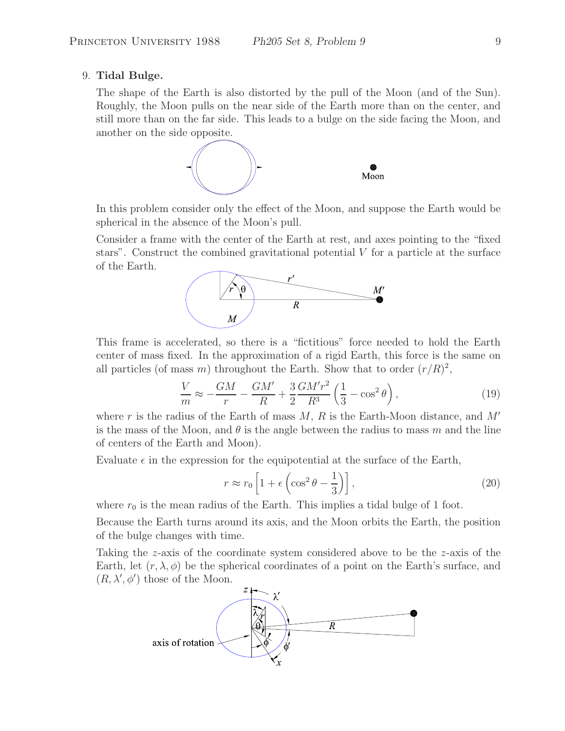9. **Tidal Bulge.**

The shape of the Earth is also distorted by the pull of the Moon (and of the Sun). Roughly, the Moon pulls on the near side of the Earth more than on the center, and still more than on the far side. This leads to a bulge on the side facing the Moon, and another on the side opposite.

In this problem consider only the effect of the Moon, and suppose the Earth would be spherical in the absence of the Moon's pull.

Consider a frame with the center of the Earth at rest, and axes pointing to the "fixed stars". Construct the combined gravitational potential $V$ for a particle at the surface of the Earth.

This frame is accelerated, so there is a "fictitious" force needed to hold the Earth center of mass fixed. In the approximation of a rigid Earth, this force is the same on all particles (of mass $m$) throughout the Earth. Show that to order $(r/R)^2$,

$$\frac{V}{m} \approx -\frac{GM}{r} - \frac{GM'}{R} + \frac{3}{2}\frac{GM'r^2}{R^3}\left(\frac{1}{3} - \cos^2\theta\right), \tag{19}$$

where $r$ is the radius of the Earth of mass $M$, $R$ is the Earth-Moon distance, and $M'$ is the mass of the Moon, and $\theta$ is the angle between the radius to mass $m$ and the line of centers of the Earth and Moon).

Evaluate $\epsilon$ in the expression for the equipotential at the surface of the Earth,

$$r \approx r_0\left[1 + \epsilon\left(\cos^2\theta - \frac{1}{3}\right)\right], \tag{20}$$

where $r_0$ is the mean radius of the Earth. This implies a tidal bulge of 1 foot.

Because the Earth turns around its axis, and the Moon orbits the Earth, the position of the bulge changes with time.

Taking the $z$-axis of the coordinate system considered above to be the $z$-axis of the Earth, let $(r, \lambda, \phi)$ be the spherical coordinates of a point on the Earth's surface, and $(R, \lambda', \phi')$ those of the Moon.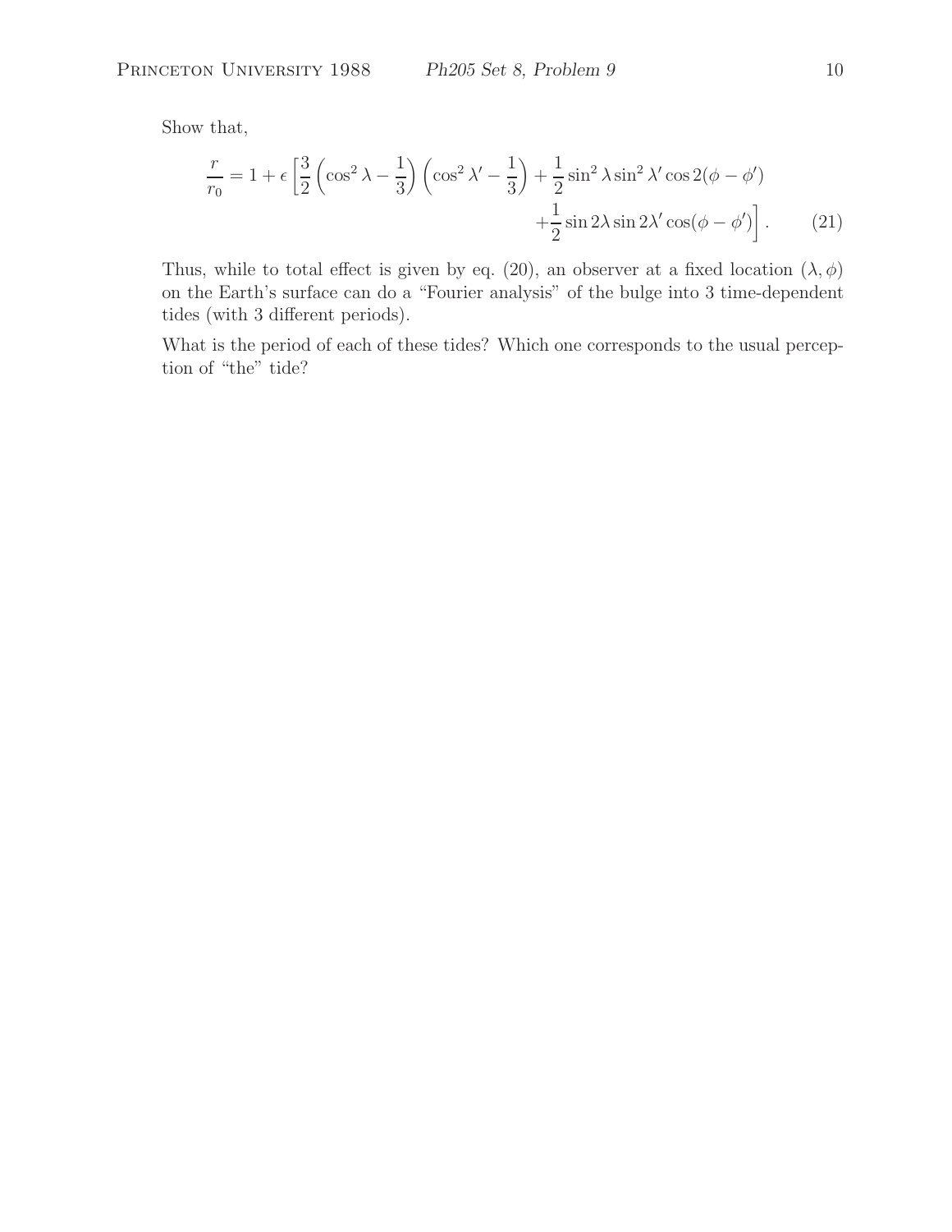Show that,

$$\frac{r}{r_0} = 1 + \epsilon \left[ \frac{3}{2} \left( \cos^2 \lambda - \frac{1}{3} \right) \left( \cos^2 \lambda' - \frac{1}{3} \right) + \frac{1}{2} \sin^2 \lambda \sin^2 \lambda' \cos 2(\phi - \phi') + \frac{1}{2} \sin 2\lambda \sin 2\lambda' \cos(\phi - \phi') \right]. \tag{21}$$

Thus, while to total effect is given by eq. (20), an observer at a fixed location $(\lambda, \phi)$ on the Earth's surface can do a "Fourier analysis" of the bulge into 3 time-dependent tides (with 3 different periods).

What is the period of each of these tides? Which one corresponds to the usual perception of "the" tide?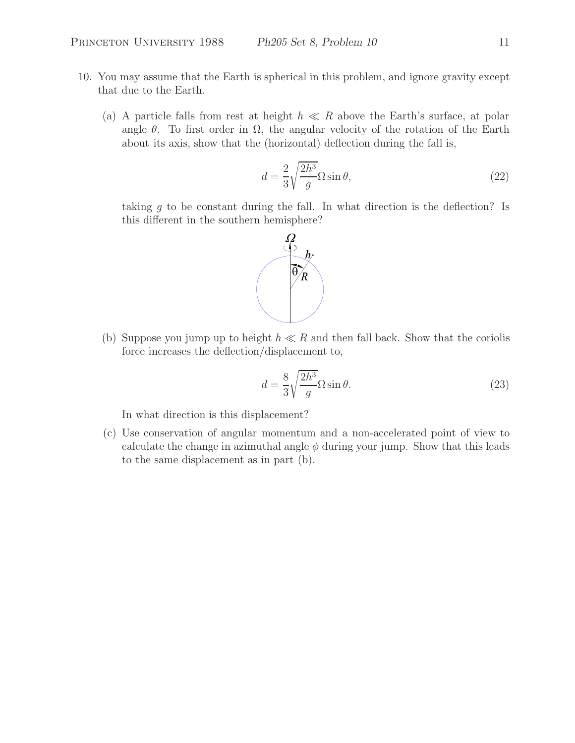10. You may assume that the Earth is spherical in this problem, and ignore gravity except that due to the Earth.

    (a) A particle falls from rest at height $h \ll R$ above the Earth's surface, at polar angle $\theta$. To first order in $\Omega$, the angular velocity of the rotation of the Earth about its axis, show that the (horizontal) deflection during the fall is,

    $$d = \frac{2}{3}\sqrt{\frac{2h^3}{g}}\Omega \sin\theta, \tag{22}$$

    taking $g$ to be constant during the fall. In what direction is the deflection? Is this different in the southern hemisphere?

    (b) Suppose you jump up to height $h \ll R$ and then fall back. Show that the coriolis force increases the deflection/displacement to,

    $$d = \frac{8}{3}\sqrt{\frac{2h^3}{g}}\Omega \sin\theta. \tag{23}$$

    In what direction is this displacement?

    (c) Use conservation of angular momentum and a non-accelerated point of view to calculate the change in azimuthal angle $\phi$ during your jump. Show that this leads to the same displacement as in part (b).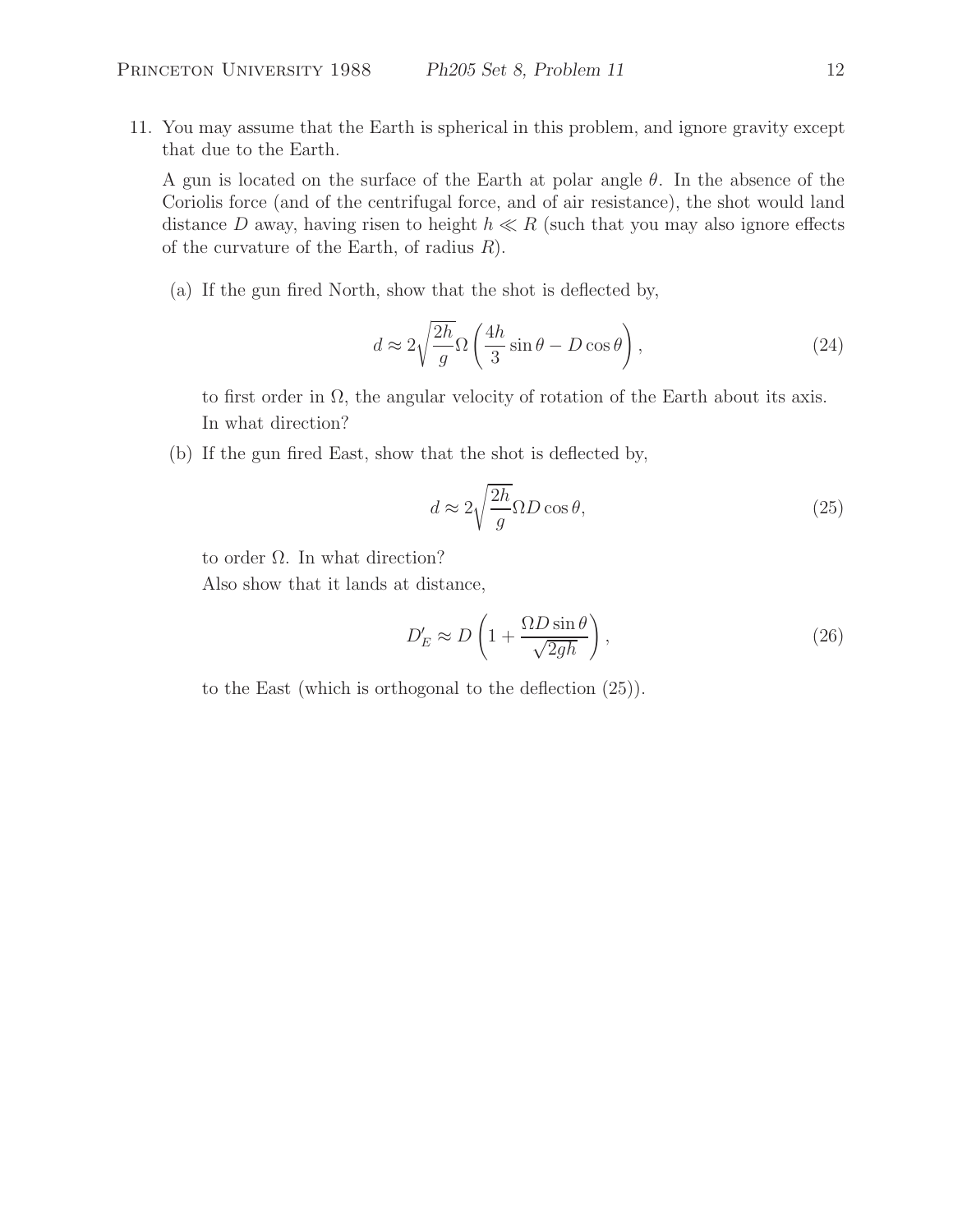11. You may assume that the Earth is spherical in this problem, and ignore gravity except that due to the Earth.

    A gun is located on the surface of the Earth at polar angle $\theta$. In the absence of the Coriolis force (and of the centrifugal force, and of air resistance), the shot would land distance $D$ away, having risen to height $h \ll R$ (such that you may also ignore effects of the curvature of the Earth, of radius $R$).

    (a) If the gun fired North, show that the shot is deflected by,

    $$d \approx 2\sqrt{\frac{2h}{g}}\Omega\left(\frac{4h}{3}\sin\theta - D\cos\theta\right), \tag{24}$$

    to first order in $\Omega$, the angular velocity of rotation of the Earth about its axis. In what direction?

    (b) If the gun fired East, show that the shot is deflected by,

    $$d \approx 2\sqrt{\frac{2h}{g}}\Omega D\cos\theta, \tag{25}$$

    to order $\Omega$. In what direction?

    Also show that it lands at distance,

    $$D'_E \approx D\left(1 + \frac{\Omega D\sin\theta}{\sqrt{2gh}}\right), \tag{26}$$

    to the East (which is orthogonal to the deflection (25)).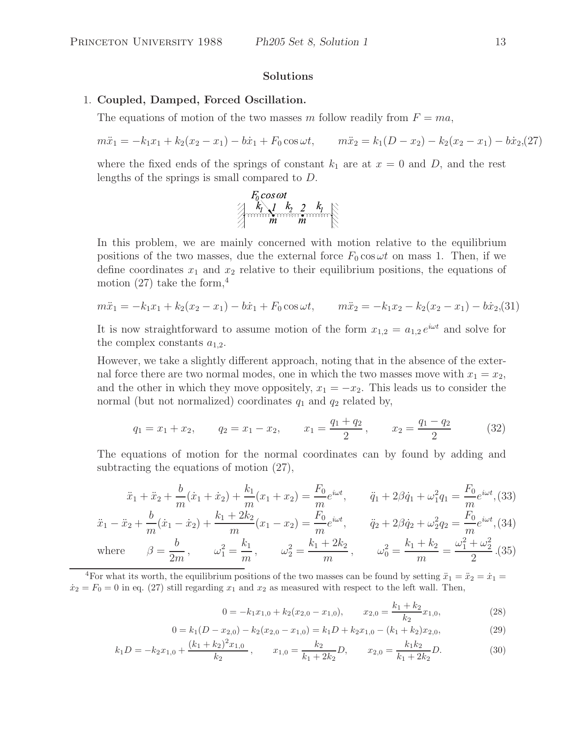## Solutions

1. **Coupled, Damped, Forced Oscillation.**

The equations of motion of the two masses $m$ follow readily from $F = ma$,

$$m\ddot{x}_1 = -k_1 x_1 + k_2(x_2 - x_1) - b\dot{x}_1 + F_0 \cos\omega t, \qquad m\ddot{x}_2 = k_1(D - x_2) - k_2(x_2 - x_1) - b\dot{x}_2, \tag{27}$$

where the fixed ends of the springs of constant $k_1$ are at $x = 0$ and $D$, and the rest lengths of the springs is small compared to $D$.

In this problem, we are mainly concerned with motion relative to the equilibrium positions of the two masses, due the external force $F_0 \cos\omega t$ on mass 1. Then, if we define coordinates $x_1$ and $x_2$ relative to their equilibrium positions, the equations of motion (27) take the form,[4]

$$m\ddot{x}_1 = -k_1 x_1 + k_2(x_2 - x_1) - b\dot{x}_1 + F_0 \cos\omega t, \qquad m\ddot{x}_2 = -k_1 x_2 - k_2(x_2 - x_1) - b\dot{x}_2, \tag{31}$$

It is now straightforward to assume motion of the form $x_{1,2} = a_{1,2}\, e^{i\omega t}$ and solve for the complex constants $a_{1,2}$.

However, we take a slightly different approach, noting that in the absence of the external force there are two normal modes, one in which the two masses move with $x_1 = x_2$, and the other in which they move oppositely, $x_1 = -x_2$. This leads us to consider the normal (but not normalized) coordinates $q_1$ and $q_2$ related by,

$$q_1 = x_1 + x_2, \qquad q_2 = x_1 - x_2, \qquad x_1 = \frac{q_1 + q_2}{2}, \qquad x_2 = \frac{q_1 - q_2}{2} \tag{32}$$

The equations of motion for the normal coordinates can by found by adding and subtracting the equations of motion (27),

$$\ddot{x}_1 + \ddot{x}_2 + \frac{b}{m}(\dot{x}_1 + \dot{x}_2) + \frac{k_1}{m}(x_1 + x_2) = \frac{F_0}{m} e^{i\omega t}, \qquad \ddot{q}_1 + 2\beta\dot{q}_1 + \omega_1^2 q_1 = \frac{F_0}{m} e^{i\omega t}, \tag{33}$$

$$\ddot{x}_1 - \ddot{x}_2 + \frac{b}{m}(\dot{x}_1 - \dot{x}_2) + \frac{k_1 + 2k_2}{m}(x_1 - x_2) = \frac{F_0}{m} e^{i\omega t}, \qquad \ddot{q}_2 + 2\beta\dot{q}_2 + \omega_2^2 q_2 = \frac{F_0}{m} e^{i\omega t}, \tag{34}$$

$$\text{where} \qquad \beta = \frac{b}{2m}, \qquad \omega_1^2 = \frac{k_1}{m}, \qquad \omega_2^2 = \frac{k_1 + 2k_2}{m}, \qquad \omega_0^2 = \frac{k_1 + k_2}{m} = \frac{\omega_1^2 + \omega_2^2}{2}. \tag{35}$$

---

[4] For what its worth, the equilibrium positions of the two masses can be found by setting $\ddot{x}_1 = \ddot{x}_2 = \dot{x}_1 = \dot{x}_2 = F_0 = 0$ in eq. (27) still regarding $x_1$ and $x_2$ as measured with respect to the left wall. Then,

$$0 = -k_1 x_{1,0} + k_2(x_{2,0} - x_{1,0}), \qquad x_{2,0} = \frac{k_1 + k_2}{k_2} x_{1,0}, \tag{28}$$

$$0 = k_1(D - x_{2,0}) - k_2(x_{2,0} - x_{1,0}) = k_1 D + k_2 x_{1,0} - (k_1 + k_2) x_{2,0}, \tag{29}$$

$$k_1 D = -k_2 x_{1,0} + \frac{(k_1 + k_2)^2 x_{1,0}}{k_2}, \qquad x_{1,0} = \frac{k_2}{k_1 + 2k_2} D, \qquad x_{2,0} = \frac{k_1 k_2}{k_1 + 2k_2} D. \tag{30}$$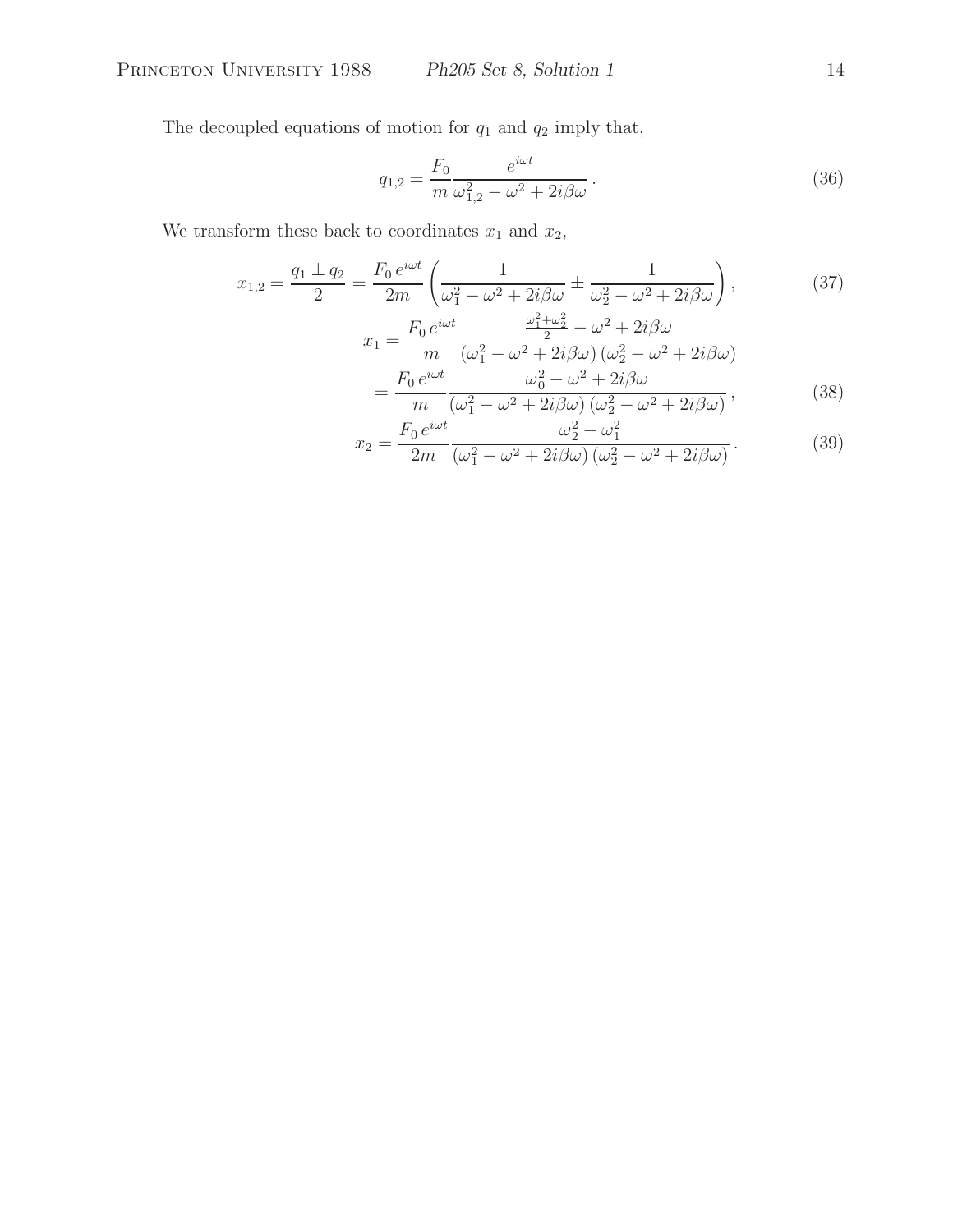The decoupled equations of motion for $q_1$ and $q_2$ imply that,

$$q_{1,2} = \frac{F_0}{m} \frac{e^{i\omega t}}{\omega_{1,2}^2 - \omega^2 + 2i\beta\omega} \,. \tag{36}$$

We transform these back to coordinates $x_1$ and $x_2$,

$$x_{1,2} = \frac{q_1 \pm q_2}{2} = \frac{F_0 \, e^{i\omega t}}{2m} \left( \frac{1}{\omega_1^2 - \omega^2 + 2i\beta\omega} \pm \frac{1}{\omega_2^2 - \omega^2 + 2i\beta\omega} \right), \tag{37}$$

$$x_1 = \frac{F_0 \, e^{i\omega t}}{m} \frac{\frac{\omega_1^2 + \omega_2^2}{2} - \omega^2 + 2i\beta\omega}{(\omega_1^2 - \omega^2 + 2i\beta\omega)(\omega_2^2 - \omega^2 + 2i\beta\omega)}$$

$$= \frac{F_0 \, e^{i\omega t}}{m} \frac{\omega_0^2 - \omega^2 + 2i\beta\omega}{(\omega_1^2 - \omega^2 + 2i\beta\omega)(\omega_2^2 - \omega^2 + 2i\beta\omega)} \,, \tag{38}$$

$$x_2 = \frac{F_0 \, e^{i\omega t}}{2m} \frac{\omega_2^2 - \omega_1^2}{(\omega_1^2 - \omega^2 + 2i\beta\omega)(\omega_2^2 - \omega^2 + 2i\beta\omega)} \,. \tag{39}$$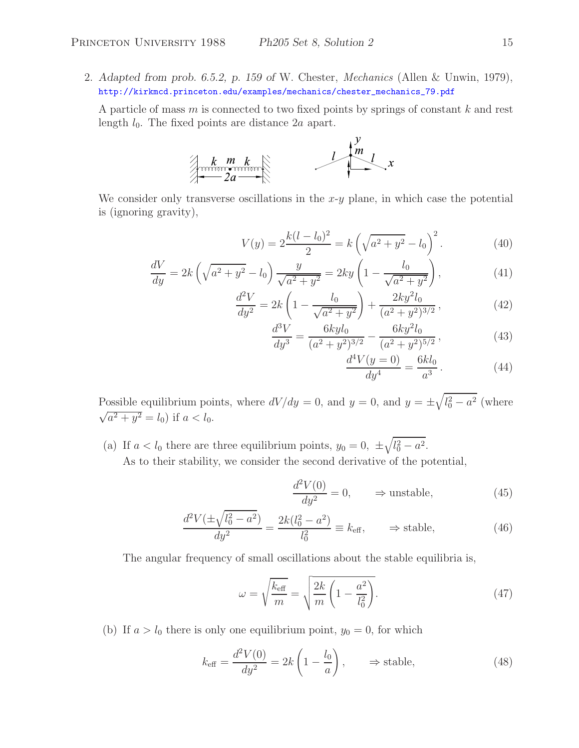2. *Adapted from prob. 6.5.2, p. 159 of* W. Chester, *Mechanics* (Allen & Unwin, 1979), http://kirkmcd.princeton.edu/examples/mechanics/chester_mechanics_79.pdf

A particle of mass $m$ is connected to two fixed points by springs of constant $k$ and rest length $l_0$. The fixed points are distance $2a$ apart.

We consider only transverse oscillations in the $x$-$y$ plane, in which case the potential is (ignoring gravity),

$$V(y) = 2\frac{k(l-l_0)^2}{2} = k\left(\sqrt{a^2+y^2} - l_0\right)^2. \tag{40}$$

$$\frac{dV}{dy} = 2k\left(\sqrt{a^2+y^2} - l_0\right)\frac{y}{\sqrt{a^2+y^2}} = 2ky\left(1 - \frac{l_0}{\sqrt{a^2+y^2}}\right), \tag{41}$$

$$\frac{d^2V}{dy^2} = 2k\left(1 - \frac{l_0}{\sqrt{a^2+y^2}}\right) + \frac{2ky^2 l_0}{(a^2+y^2)^{3/2}}\,, \tag{42}$$

$$\frac{d^3V}{dy^3} = \frac{6kyl_0}{(a^2+y^2)^{3/2}} - \frac{6ky^2 l_0}{(a^2+y^2)^{5/2}}\,, \tag{43}$$

$$\frac{d^4V(y=0)}{dy^4} = \frac{6kl_0}{a^3}\,. \tag{44}$$

Possible equilibrium points, where $dV/dy = 0$, and $y = 0$, and $y = \pm\sqrt{l_0^2 - a^2}$ (where $\sqrt{a^2+y^2} = l_0$) if $a < l_0$.

(a) If $a < l_0$ there are three equilibrium points, $y_0 = 0,\ \pm\sqrt{l_0^2 - a^2}$.

As to their stability, we consider the second derivative of the potential,

$$\frac{d^2V(0)}{dy^2} = 0, \qquad \Rightarrow \text{unstable}, \tag{45}$$

$$\frac{d^2V(\pm\sqrt{l_0^2-a^2})}{dy^2} = \frac{2k(l_0^2-a^2)}{l_0^2} \equiv k_{\text{eff}}, \qquad \Rightarrow \text{stable}, \tag{46}$$

The angular frequency of small oscillations about the stable equilibria is,

$$\omega = \sqrt{\frac{k_{\text{eff}}}{m}} = \sqrt{\frac{2k}{m}\left(1 - \frac{a^2}{l_0^2}\right)}. \tag{47}$$

(b) If $a > l_0$ there is only one equilibrium point, $y_0 = 0$, for which

$$k_{\text{eff}} = \frac{d^2V(0)}{dy^2} = 2k\left(1 - \frac{l_0}{a}\right), \qquad \Rightarrow \text{stable}, \tag{48}$$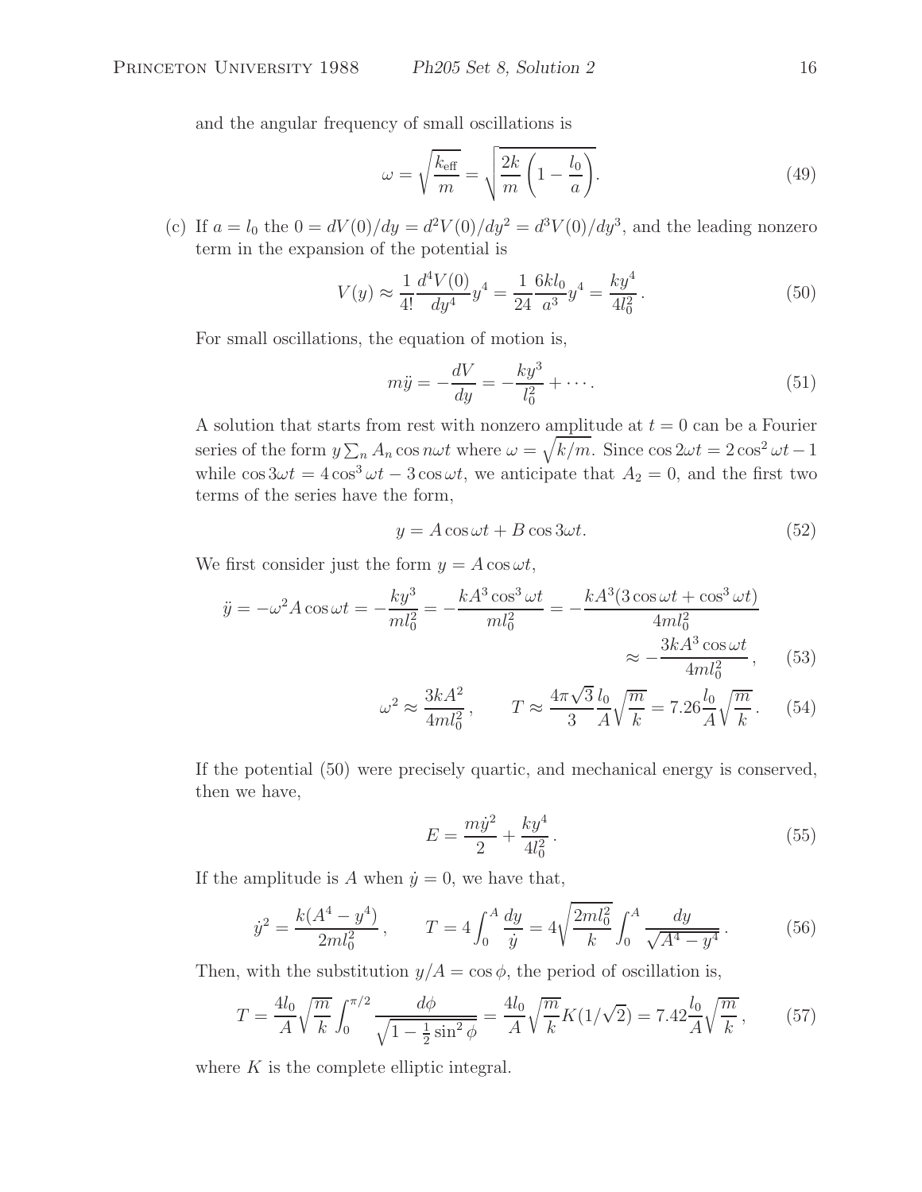and the angular frequency of small oscillations is

$$\omega = \sqrt{\frac{k_{\text{eff}}}{m}} = \sqrt{\frac{2k}{m}\left(1 - \frac{l_0}{a}\right)}. \tag{49}$$

(c) If $a = l_0$ the $0 = dV(0)/dy = d^2V(0)/dy^2 = d^3V(0)/dy^3$, and the leading nonzero term in the expansion of the potential is

$$V(y) \approx \frac{1}{4!}\frac{d^4V(0)}{dy^4}y^4 = \frac{1}{24}\frac{6kl_0}{a^3}y^4 = \frac{ky^4}{4l_0^2}. \tag{50}$$

For small oscillations, the equation of motion is,

$$m\ddot{y} = -\frac{dV}{dy} = -\frac{ky^3}{l_0^2} + \cdots. \tag{51}$$

A solution that starts from rest with nonzero amplitude at $t = 0$ can be a Fourier series of the form $y \sum_n A_n \cos n\omega t$ where $\omega = \sqrt{k/m}$. Since $\cos 2\omega t = 2\cos^2\omega t - 1$ while $\cos 3\omega t = 4\cos^3\omega t - 3\cos\omega t$, we anticipate that $A_2 = 0$, and the first two terms of the series have the form,

$$y = A\cos\omega t + B\cos 3\omega t. \tag{52}$$

We first consider just the form $y = A\cos\omega t$,

$$\ddot{y} = -\omega^2 A\cos\omega t = -\frac{ky^3}{ml_0^2} = -\frac{kA^3\cos^3\omega t}{ml_0^2} = -\frac{kA^3(3\cos\omega t + \cos^3\omega t)}{4ml_0^2}$$
$$\approx -\frac{3kA^3\cos\omega t}{4ml_0^2}, \tag{53}$$

$$\omega^2 \approx \frac{3kA^2}{4ml_0^2}, \qquad T \approx \frac{4\pi\sqrt{3}}{3}\frac{l_0}{A}\sqrt{\frac{m}{k}} = 7.26\frac{l_0}{A}\sqrt{\frac{m}{k}}. \tag{54}$$

If the potential (50) were precisely quartic, and mechanical energy is conserved, then we have,

$$E = \frac{m\dot{y}^2}{2} + \frac{ky^4}{4l_0^2}. \tag{55}$$

If the amplitude is $A$ when $\dot{y} = 0$, we have that,

$$\dot{y}^2 = \frac{k(A^4 - y^4)}{2ml_0^2}, \qquad T = 4\int_0^A \frac{dy}{\dot{y}} = 4\sqrt{\frac{2ml_0^2}{k}}\int_0^A \frac{dy}{\sqrt{A^4 - y^4}}. \tag{56}$$

Then, with the substitution $y/A = \cos\phi$, the period of oscillation is,

$$T = \frac{4l_0}{A}\sqrt{\frac{m}{k}}\int_0^{\pi/2}\frac{d\phi}{\sqrt{1 - \frac{1}{2}\sin^2\phi}} = \frac{4l_0}{A}\sqrt{\frac{m}{k}}K(1/\sqrt{2}) = 7.42\frac{l_0}{A}\sqrt{\frac{m}{k}}, \tag{57}$$

where $K$ is the complete elliptic integral.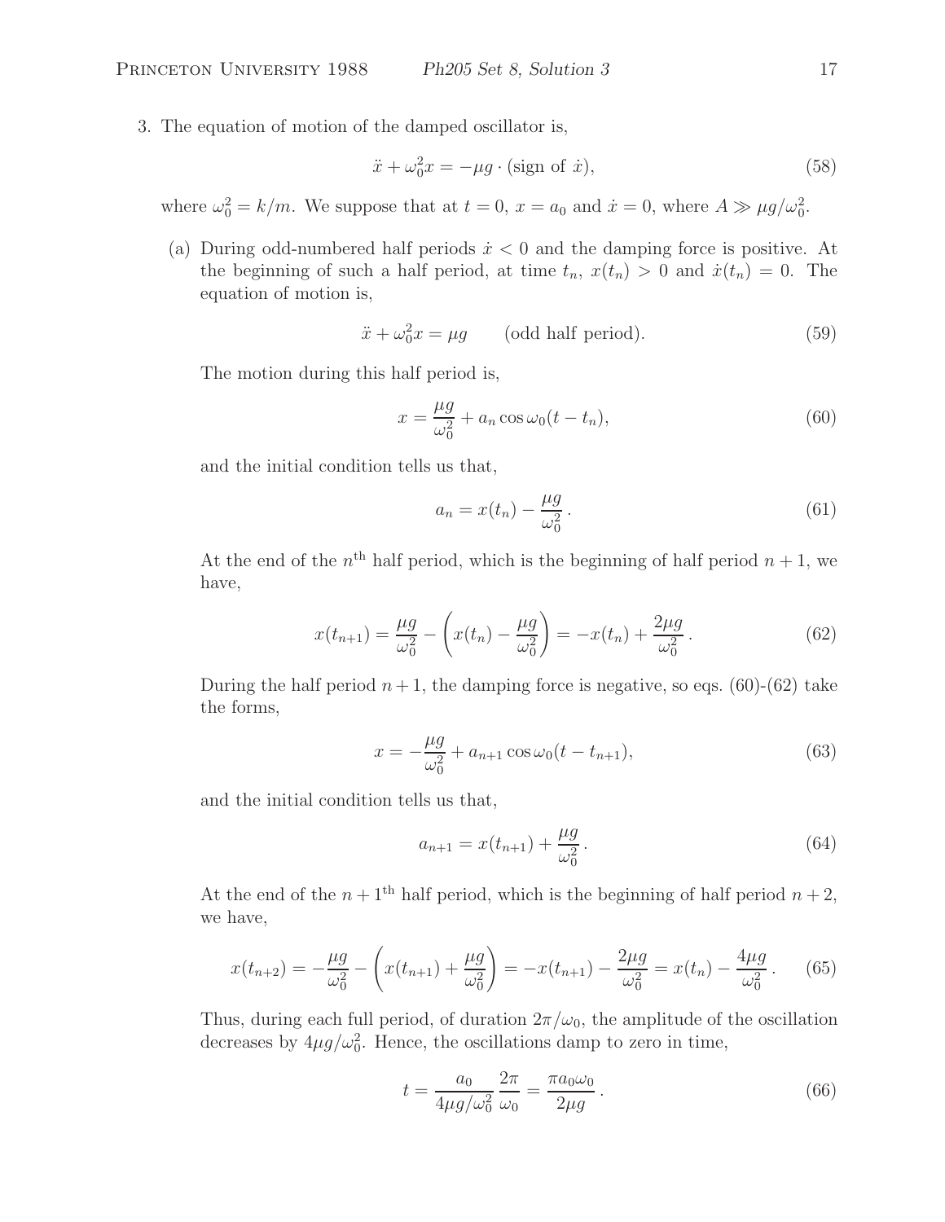3. The equation of motion of the damped oscillator is,

$$\ddot{x} + \omega_0^2 x = -\mu g \cdot (\text{sign of } \dot{x}), \tag{58}$$

where $\omega_0^2 = k/m$. We suppose that at $t = 0$, $x = a_0$ and $\dot{x} = 0$, where $A \gg \mu g/\omega_0^2$.

(a) During odd-numbered half periods $\dot{x} < 0$ and the damping force is positive. At the beginning of such a half period, at time $t_n$, $x(t_n) > 0$ and $\dot{x}(t_n) = 0$. The equation of motion is,

$$\ddot{x} + \omega_0^2 x = \mu g \qquad \text{(odd half period)}. \tag{59}$$

The motion during this half period is,

$$x = \frac{\mu g}{\omega_0^2} + a_n \cos \omega_0 (t - t_n), \tag{60}$$

and the initial condition tells us that,

$$a_n = x(t_n) - \frac{\mu g}{\omega_0^2}. \tag{61}$$

At the end of the $n^{\text{th}}$ half period, which is the beginning of half period $n + 1$, we have,

$$x(t_{n+1}) = \frac{\mu g}{\omega_0^2} - \left( x(t_n) - \frac{\mu g}{\omega_0^2} \right) = -x(t_n) + \frac{2\mu g}{\omega_0^2}. \tag{62}$$

During the half period $n + 1$, the damping force is negative, so eqs. (60)-(62) take the forms,

$$x = -\frac{\mu g}{\omega_0^2} + a_{n+1} \cos \omega_0 (t - t_{n+1}), \tag{63}$$

and the initial condition tells us that,

$$a_{n+1} = x(t_{n+1}) + \frac{\mu g}{\omega_0^2}. \tag{64}$$

At the end of the $n + 1^{\text{th}}$ half period, which is the beginning of half period $n + 2$, we have,

$$x(t_{n+2}) = -\frac{\mu g}{\omega_0^2} - \left( x(t_{n+1}) + \frac{\mu g}{\omega_0^2} \right) = -x(t_{n+1}) - \frac{2\mu g}{\omega_0^2} = x(t_n) - \frac{4\mu g}{\omega_0^2}. \tag{65}$$

Thus, during each full period, of duration $2\pi/\omega_0$, the amplitude of the oscillation decreases by $4\mu g/\omega_0^2$. Hence, the oscillations damp to zero in time,

$$t = \frac{a_0}{4\mu g/\omega_0^2} \frac{2\pi}{\omega_0} = \frac{\pi a_0 \omega_0}{2\mu g}. \tag{66}$$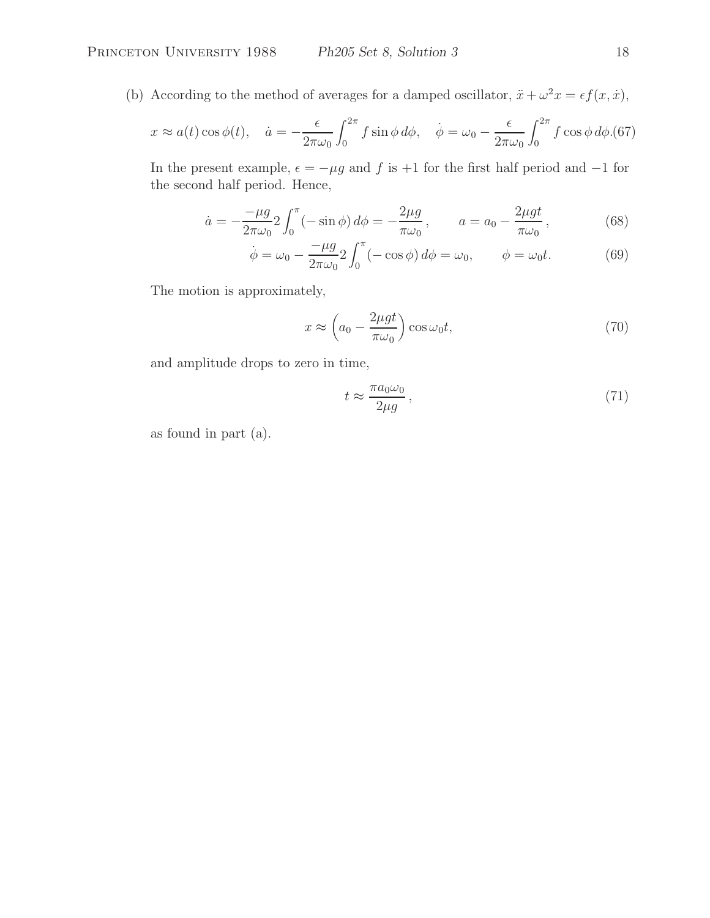(b) According to the method of averages for a damped oscillator, $\ddot{x} + \omega^2 x = \epsilon f(x, \dot{x})$,

$$x \approx a(t)\cos\phi(t), \quad \dot{a} = -\frac{\epsilon}{2\pi\omega_0}\int_0^{2\pi} f \sin\phi \, d\phi, \quad \dot{\phi} = \omega_0 - \frac{\epsilon}{2\pi\omega_0}\int_0^{2\pi} f \cos\phi \, d\phi. \tag{67}$$

In the present example, $\epsilon = -\mu g$ and $f$ is $+1$ for the first half period and $-1$ for the second half period. Hence,

$$\dot{a} = -\frac{-\mu g}{2\pi\omega_0} 2\int_0^{\pi} (-\sin\phi)\, d\phi = -\frac{2\mu g}{\pi\omega_0}, \qquad a = a_0 - \frac{2\mu g t}{\pi\omega_0}, \tag{68}$$

$$\dot{\phi} = \omega_0 - \frac{-\mu g}{2\pi\omega_0} 2\int_0^{\pi} (-\cos\phi)\, d\phi = \omega_0, \qquad \phi = \omega_0 t. \tag{69}$$

The motion is approximately,

$$x \approx \left(a_0 - \frac{2\mu g t}{\pi\omega_0}\right)\cos\omega_0 t, \tag{70}$$

and amplitude drops to zero in time,

$$t \approx \frac{\pi a_0 \omega_0}{2\mu g}, \tag{71}$$

as found in part (a).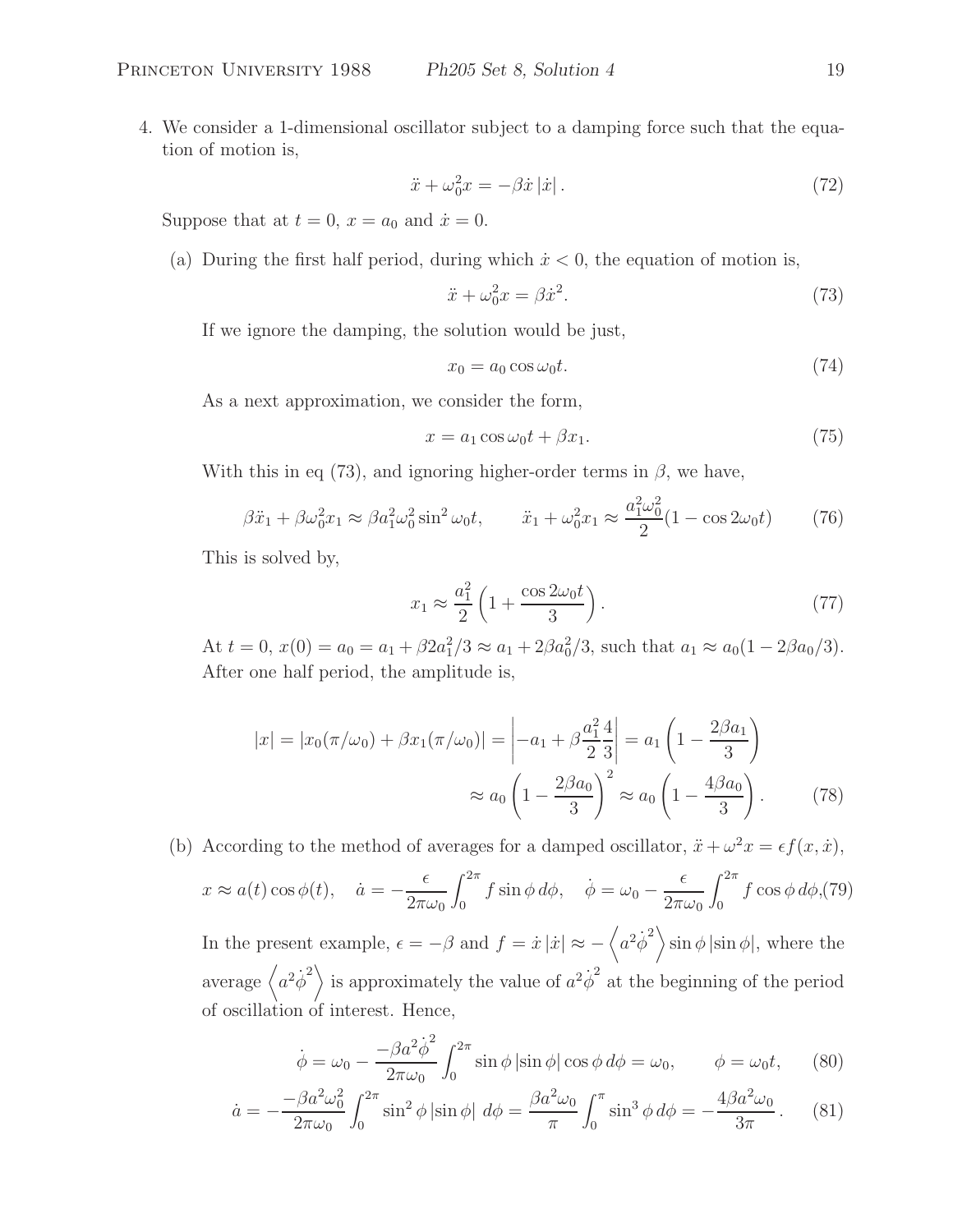4. We consider a 1-dimensional oscillator subject to a damping force such that the equation of motion is,

$$\ddot{x} + \omega_0^2 x = -\beta \dot{x} \, |\dot{x}| \, . \tag{72}$$

Suppose that at $t = 0$, $x = a_0$ and $\dot{x} = 0$.

(a) During the first half period, during which $\dot{x} < 0$, the equation of motion is,

$$\ddot{x} + \omega_0^2 x = \beta \dot{x}^2. \tag{73}$$

If we ignore the damping, the solution would be just,

$$x_0 = a_0 \cos \omega_0 t. \tag{74}$$

As a next approximation, we consider the form,

$$x = a_1 \cos \omega_0 t + \beta x_1. \tag{75}$$

With this in eq (73), and ignoring higher-order terms in $\beta$, we have,

$$\beta \ddot{x}_1 + \beta \omega_0^2 x_1 \approx \beta a_1^2 \omega_0^2 \sin^2 \omega_0 t, \qquad \ddot{x}_1 + \omega_0^2 x_1 \approx \frac{a_1^2 \omega_0^2}{2}(1 - \cos 2\omega_0 t) \tag{76}$$

This is solved by,

$$x_1 \approx \frac{a_1^2}{2}\left(1 + \frac{\cos 2\omega_0 t}{3}\right). \tag{77}$$

At $t = 0$, $x(0) = a_0 = a_1 + \beta 2a_1^2/3 \approx a_1 + 2\beta a_0^2/3$, such that $a_1 \approx a_0(1 - 2\beta a_0/3)$. After one half period, the amplitude is,

$$|x| = |x_0(\pi/\omega_0) + \beta x_1(\pi/\omega_0)| = \left| -a_1 + \beta \frac{a_1^2}{2}\frac{4}{3} \right| = a_1 \left(1 - \frac{2\beta a_1}{3}\right)$$
$$\approx a_0 \left(1 - \frac{2\beta a_0}{3}\right)^2 \approx a_0 \left(1 - \frac{4\beta a_0}{3}\right). \tag{78}$$

(b) According to the method of averages for a damped oscillator, $\ddot{x} + \omega^2 x = \epsilon f(x, \dot{x})$,

$$x \approx a(t) \cos \phi(t), \quad \dot{a} = -\frac{\epsilon}{2\pi\omega_0}\int_0^{2\pi} f \sin\phi \, d\phi, \quad \dot{\phi} = \omega_0 - \frac{\epsilon}{2\pi\omega_0}\int_0^{2\pi} f \cos\phi \, d\phi, \tag{79}$$

In the present example, $\epsilon = -\beta$ and $f = \dot{x}\,|\dot{x}| \approx -\left\langle a^2 \dot{\phi}^2 \right\rangle \sin\phi \, |\sin\phi|$, where the average $\left\langle a^2 \dot{\phi}^2 \right\rangle$ is approximately the value of $a^2 \dot{\phi}^2$ at the beginning of the period of oscillation of interest. Hence,

$$\dot{\phi} = \omega_0 - \frac{-\beta a^2 \dot{\phi}^2}{2\pi\omega_0}\int_0^{2\pi} \sin\phi \, |\sin\phi| \cos\phi \, d\phi = \omega_0, \qquad \phi = \omega_0 t, \tag{80}$$

$$\dot{a} = -\frac{-\beta a^2 \omega_0^2}{2\pi\omega_0}\int_0^{2\pi} \sin^2\phi \, |\sin\phi| \; d\phi = \frac{\beta a^2 \omega_0}{\pi}\int_0^{\pi} \sin^3\phi \, d\phi = -\frac{4\beta a^2 \omega_0}{3\pi}. \tag{81}$$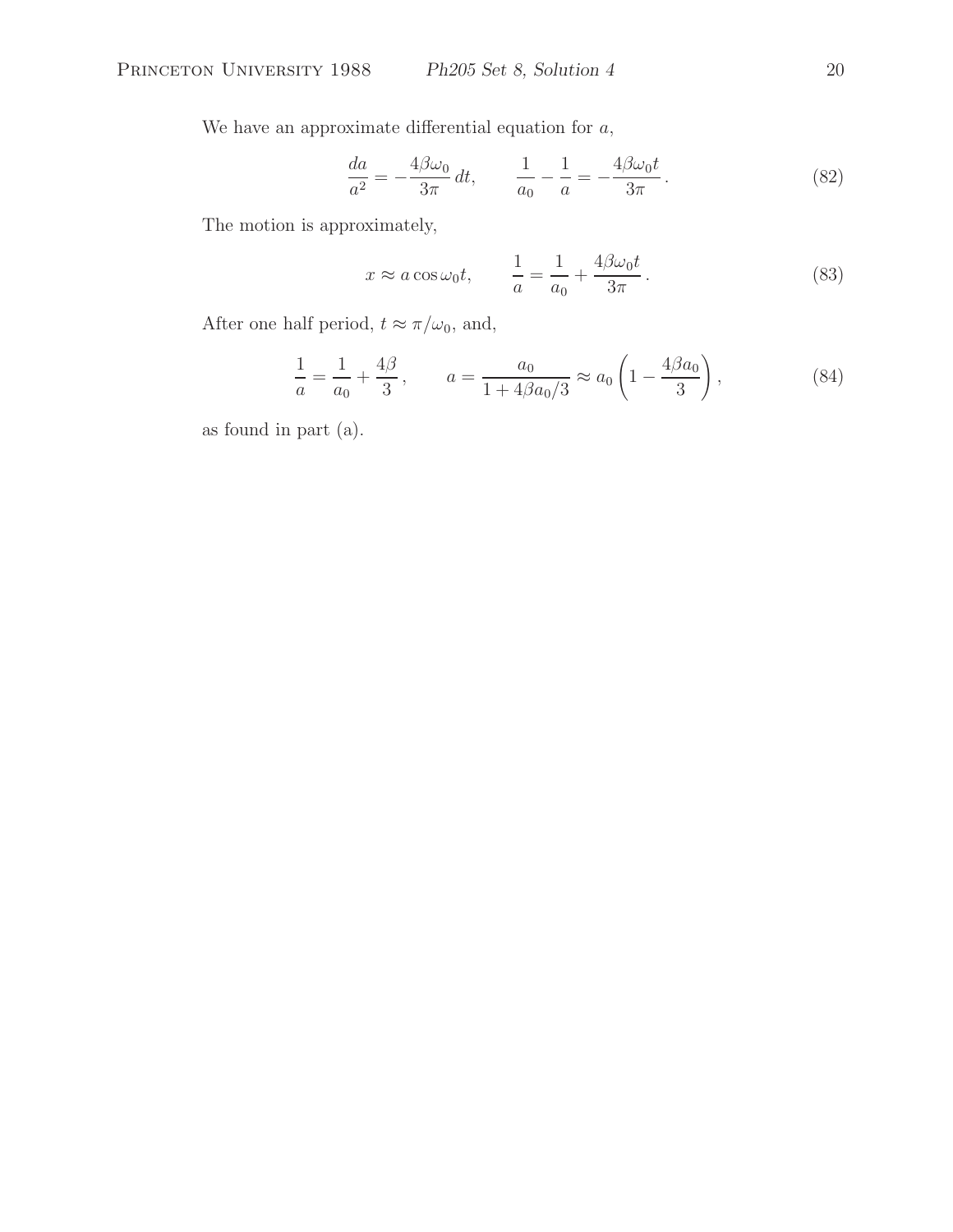We have an approximate differential equation for $a$,

$$\frac{da}{a^2} = -\frac{4\beta\omega_0}{3\pi}\, dt, \qquad \frac{1}{a_0} - \frac{1}{a} = -\frac{4\beta\omega_0 t}{3\pi}\,. \tag{82}$$

The motion is approximately,

$$x \approx a\cos\omega_0 t, \qquad \frac{1}{a} = \frac{1}{a_0} + \frac{4\beta\omega_0 t}{3\pi}\,. \tag{83}$$

After one half period, $t \approx \pi/\omega_0$, and,

$$\frac{1}{a} = \frac{1}{a_0} + \frac{4\beta}{3}\,, \qquad a = \frac{a_0}{1 + 4\beta a_0/3} \approx a_0\left(1 - \frac{4\beta a_0}{3}\right), \tag{84}$$

as found in part (a).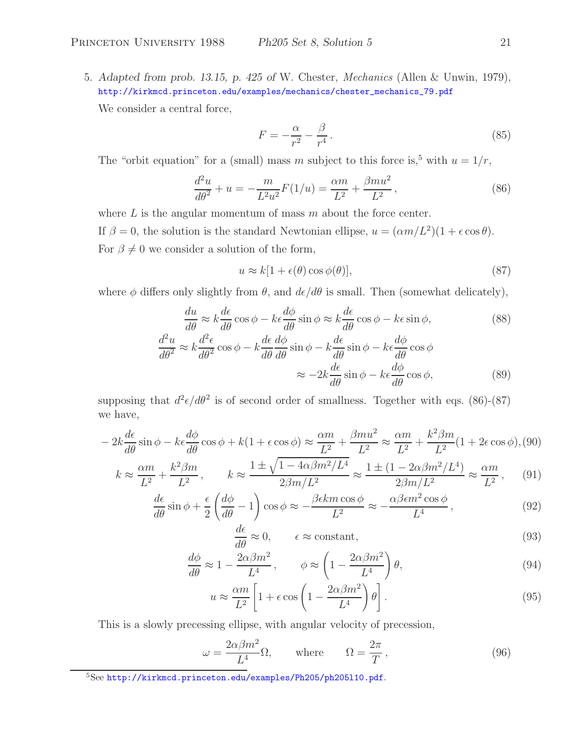5. *Adapted from prob. 13.15, p. 425 of* W. Chester, *Mechanics* (Allen & Unwin, 1979), http://kirkmcd.princeton.edu/examples/mechanics/chester_mechanics_79.pdf

We consider a central force,

$$F = -\frac{\alpha}{r^2} - \frac{\beta}{r^4}. \tag{85}$$

The "orbit equation" for a (small) mass $m$ subject to this force is,[5] with $u = 1/r$,

$$\frac{d^2u}{d\theta^2} + u = -\frac{m}{L^2u^2}F(1/u) = \frac{\alpha m}{L^2} + \frac{\beta m u^2}{L^2}, \tag{86}$$

where $L$ is the angular momentum of mass $m$ about the force center.

If $\beta = 0$, the solution is the standard Newtonian ellipse, $u = (\alpha m/L^2)(1 + \epsilon\cos\theta)$.

For $\beta \neq 0$ we consider a solution of the form,

$$u \approx k[1 + \epsilon(\theta)\cos\phi(\theta)], \tag{87}$$

where $\phi$ differs only slightly from $\theta$, and $d\epsilon/d\theta$ is small. Then (somewhat delicately),

$$\frac{du}{d\theta} \approx k\frac{d\epsilon}{d\theta}\cos\phi - k\epsilon\frac{d\phi}{d\theta}\sin\phi \approx k\frac{d\epsilon}{d\theta}\cos\phi - k\epsilon\sin\phi, \tag{88}$$

$$\frac{d^2u}{d\theta^2} \approx k\frac{d^2\epsilon}{d\theta^2}\cos\phi - k\frac{d\epsilon}{d\theta}\frac{d\phi}{d\theta}\sin\phi - k\frac{d\epsilon}{d\theta}\sin\phi - k\epsilon\frac{d\phi}{d\theta}\cos\phi$$
$$\approx -2k\frac{d\epsilon}{d\theta}\sin\phi - k\epsilon\frac{d\phi}{d\theta}\cos\phi, \tag{89}$$

supposing that $d^2\epsilon/d\theta^2$ is of second order of smallness. Together with eqs. (86)-(87) we have,

$$-2k\frac{d\epsilon}{d\theta}\sin\phi - k\epsilon\frac{d\phi}{d\theta}\cos\phi + k(1 + \epsilon\cos\phi) \approx \frac{\alpha m}{L^2} + \frac{\beta m u^2}{L^2} \approx \frac{\alpha m}{L^2} + \frac{k^2\beta m}{L^2}(1 + 2\epsilon\cos\phi), \tag{90}$$

$$k \approx \frac{\alpha m}{L^2} + \frac{k^2\beta m}{L^2}, \qquad k \approx \frac{1 \pm \sqrt{1 - 4\alpha\beta m^2/L^4}}{2\beta m/L^2} \approx \frac{1 \pm (1 - 2\alpha\beta m^2/L^4)}{2\beta m/L^2} \approx \frac{\alpha m}{L^2}, \tag{91}$$

$$\frac{d\epsilon}{d\theta}\sin\phi + \frac{\epsilon}{2}\left(\frac{d\phi}{d\theta} - 1\right)\cos\phi \approx -\frac{\beta\epsilon k m\cos\phi}{L^2} \approx -\frac{\alpha\beta\epsilon m^2\cos\phi}{L^4}, \tag{92}$$

$$\frac{d\epsilon}{d\theta} \approx 0, \qquad \epsilon \approx \text{constant}, \tag{93}$$

$$\frac{d\phi}{d\theta} \approx 1 - \frac{2\alpha\beta m^2}{L^4}, \qquad \phi \approx \left(1 - \frac{2\alpha\beta m^2}{L^4}\right)\theta, \tag{94}$$

$$u \approx \frac{\alpha m}{L^2}\left[1 + \epsilon\cos\left(1 - \frac{2\alpha\beta m^2}{L^4}\right)\theta\right]. \tag{95}$$

This is a slowly precessing ellipse, with angular velocity of precession,

$$\omega = \frac{2\alpha\beta m^2}{L^4}\Omega, \qquad \text{where} \qquad \Omega = \frac{2\pi}{T}, \tag{96}$$

[5] See http://kirkmcd.princeton.edu/examples/Ph205/ph205l10.pdf.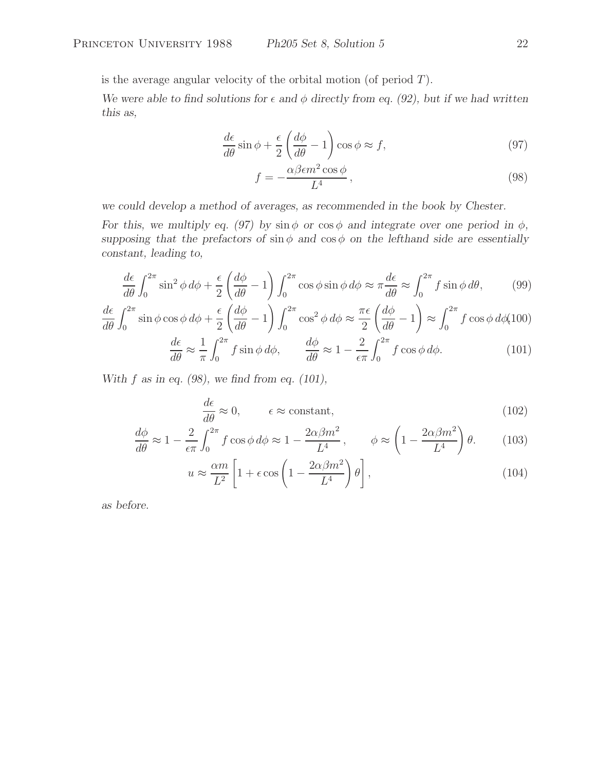is the average angular velocity of the orbital motion (of period $T$).

*We were able to find solutions for $\epsilon$ and $\phi$ directly from eq. (92), but if we had written this as,*

$$\frac{d\epsilon}{d\theta}\sin\phi + \frac{\epsilon}{2}\left(\frac{d\phi}{d\theta} - 1\right)\cos\phi \approx f, \tag{97}$$

$$f = -\frac{\alpha\beta\epsilon m^2 \cos\phi}{L^4}, \tag{98}$$

*we could develop a method of averages, as recommended in the book by Chester.*

*For this, we multiply eq. (97) by $\sin\phi$ or $\cos\phi$ and integrate over one period in $\phi$, supposing that the prefactors of $\sin\phi$ and $\cos\phi$ on the lefthand side are essentially constant, leading to,*

$$\frac{d\epsilon}{d\theta}\int_0^{2\pi}\sin^2\phi\, d\phi + \frac{\epsilon}{2}\left(\frac{d\phi}{d\theta} - 1\right)\int_0^{2\pi}\cos\phi\sin\phi\, d\phi \approx \pi\frac{d\epsilon}{d\theta} \approx \int_0^{2\pi} f\sin\phi\, d\theta, \tag{99}$$

$$\frac{d\epsilon}{d\theta}\int_0^{2\pi}\sin\phi\cos\phi\, d\phi + \frac{\epsilon}{2}\left(\frac{d\phi}{d\theta} - 1\right)\int_0^{2\pi}\cos^2\phi\, d\phi \approx \frac{\pi\epsilon}{2}\left(\frac{d\phi}{d\theta} - 1\right) \approx \int_0^{2\pi} f\cos\phi\, d\phi, \tag{100}$$

$$\frac{d\epsilon}{d\theta} \approx \frac{1}{\pi}\int_0^{2\pi} f\sin\phi\, d\phi, \qquad \frac{d\phi}{d\theta} \approx 1 - \frac{2}{\epsilon\pi}\int_0^{2\pi} f\cos\phi\, d\phi. \tag{101}$$

*With $f$ as in eq. (98), we find from eq. (101),*

$$\frac{d\epsilon}{d\theta} \approx 0, \qquad \epsilon \approx \text{constant}, \tag{102}$$

$$\frac{d\phi}{d\theta} \approx 1 - \frac{2}{\epsilon\pi}\int_0^{2\pi} f\cos\phi\, d\phi \approx 1 - \frac{2\alpha\beta m^2}{L^4}, \qquad \phi \approx \left(1 - \frac{2\alpha\beta m^2}{L^4}\right)\theta. \tag{103}$$

$$u \approx \frac{\alpha m}{L^2}\left[1 + \epsilon\cos\left(1 - \frac{2\alpha\beta m^2}{L^4}\right)\theta\right], \tag{104}$$

*as before.*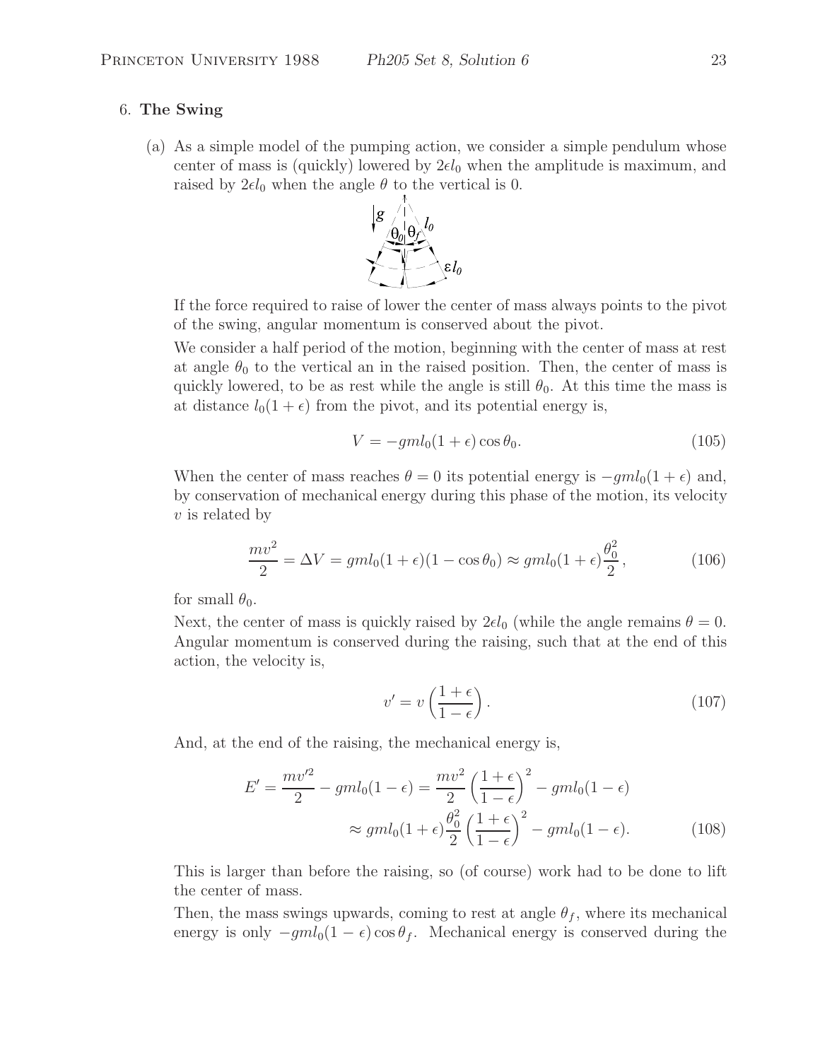6. **The Swing**

(a) As a simple model of the pumping action, we consider a simple pendulum whose center of mass is (quickly) lowered by $2\epsilon l_0$ when the amplitude is maximum, and raised by $2\epsilon l_0$ when the angle $\theta$ to the vertical is 0.

If the force required to raise of lower the center of mass always points to the pivot of the swing, angular momentum is conserved about the pivot.

We consider a half period of the motion, beginning with the center of mass at rest at angle $\theta_0$ to the vertical an in the raised position. Then, the center of mass is quickly lowered, to be as rest while the angle is still $\theta_0$. At this time the mass is at distance $l_0(1+\epsilon)$ from the pivot, and its potential energy is,

$$V = -gml_0(1+\epsilon)\cos\theta_0. \tag{105}$$

When the center of mass reaches $\theta = 0$ its potential energy is $-gml_0(1+\epsilon)$ and, by conservation of mechanical energy during this phase of the motion, its velocity $v$ is related by

$$\frac{mv^2}{2} = \Delta V = gml_0(1+\epsilon)(1-\cos\theta_0) \approx gml_0(1+\epsilon)\frac{\theta_0^2}{2}, \tag{106}$$

for small $\theta_0$.

Next, the center of mass is quickly raised by $2\epsilon l_0$ (while the angle remains $\theta = 0$. Angular momentum is conserved during the raising, such that at the end of this action, the velocity is,

$$v' = v\left(\frac{1+\epsilon}{1-\epsilon}\right). \tag{107}$$

And, at the end of the raising, the mechanical energy is,

$$\begin{aligned} E' = \frac{mv'^2}{2} - gml_0(1-\epsilon) &= \frac{mv^2}{2}\left(\frac{1+\epsilon}{1-\epsilon}\right)^2 - gml_0(1-\epsilon) \\ &\approx gml_0(1+\epsilon)\frac{\theta_0^2}{2}\left(\frac{1+\epsilon}{1-\epsilon}\right)^2 - gml_0(1-\epsilon). \end{aligned} \tag{108}$$

This is larger than before the raising, so (of course) work had to be done to lift the center of mass.

Then, the mass swings upwards, coming to rest at angle $\theta_f$, where its mechanical energy is only $-gml_0(1-\epsilon)\cos\theta_f$. Mechanical energy is conserved during the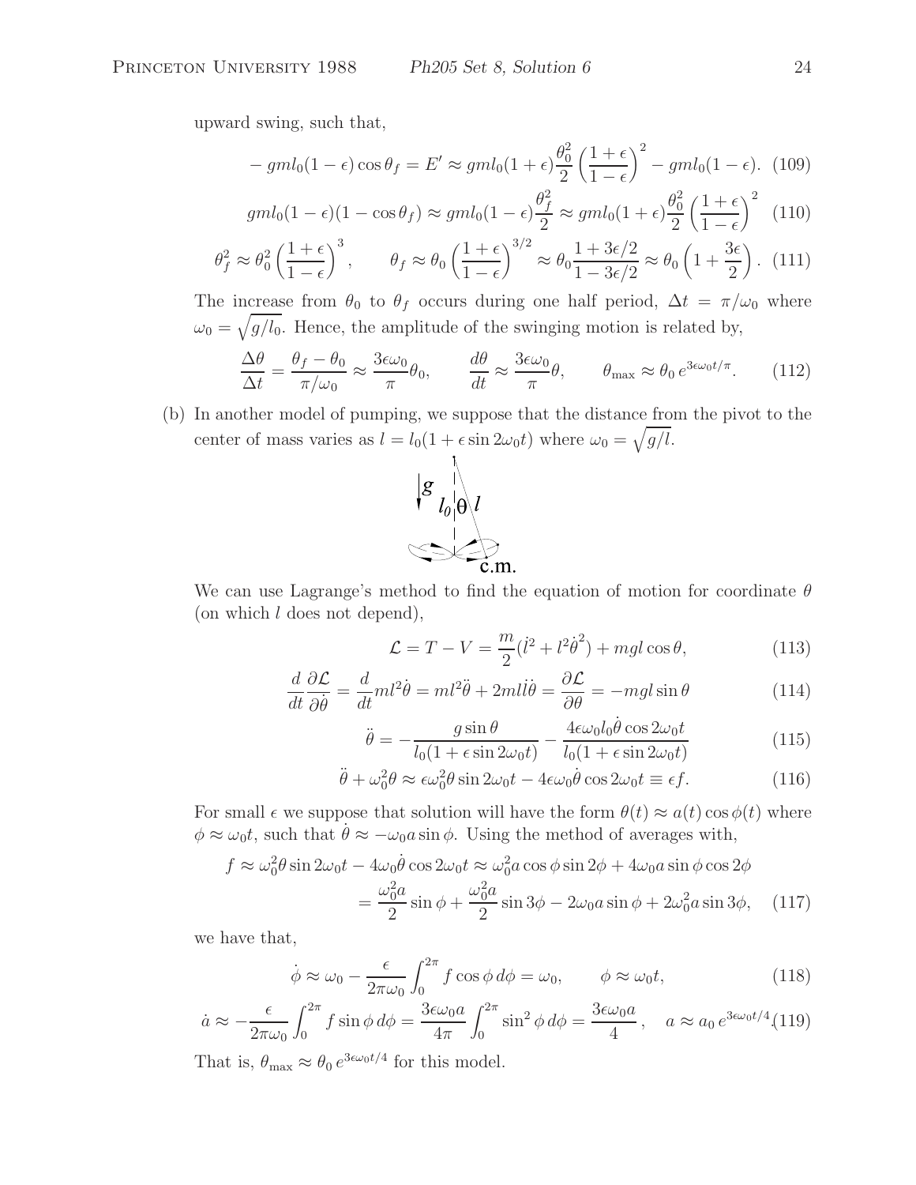upward swing, such that,

$$-gml_0(1-\epsilon)\cos\theta_f = E' \approx gml_0(1+\epsilon)\frac{\theta_0^2}{2}\left(\frac{1+\epsilon}{1-\epsilon}\right)^2 - gml_0(1-\epsilon). \quad (109)$$

$$gml_0(1-\epsilon)(1-\cos\theta_f) \approx gml_0(1-\epsilon)\frac{\theta_f^2}{2} \approx gml_0(1+\epsilon)\frac{\theta_0^2}{2}\left(\frac{1+\epsilon}{1-\epsilon}\right)^2 \quad (110)$$

$$\theta_f^2 \approx \theta_0^2\left(\frac{1+\epsilon}{1-\epsilon}\right)^3, \qquad \theta_f \approx \theta_0\left(\frac{1+\epsilon}{1-\epsilon}\right)^{3/2} \approx \theta_0\frac{1+3\epsilon/2}{1-3\epsilon/2} \approx \theta_0\left(1+\frac{3\epsilon}{2}\right). \quad (111)$$

The increase from $\theta_0$ to $\theta_f$ occurs during one half period, $\Delta t = \pi/\omega_0$ where $\omega_0 = \sqrt{g/l_0}$. Hence, the amplitude of the swinging motion is related by,

$$\frac{\Delta\theta}{\Delta t} = \frac{\theta_f - \theta_0}{\pi/\omega_0} \approx \frac{3\epsilon\omega_0}{\pi}\theta_0, \qquad \frac{d\theta}{dt} \approx \frac{3\epsilon\omega_0}{\pi}\theta, \qquad \theta_{\max} \approx \theta_0\, e^{3\epsilon\omega_0 t/\pi}. \quad (112)$$

(b) In another model of pumping, we suppose that the distance from the pivot to the center of mass varies as $l = l_0(1+\epsilon\sin 2\omega_0 t)$ where $\omega_0 = \sqrt{g/l}$.

We can use Lagrange's method to find the equation of motion for coordinate $\theta$ (on which $l$ does not depend),

$$\mathcal{L} = T - V = \frac{m}{2}(\dot{l}^2 + l^2\dot{\theta}^2) + mgl\cos\theta, \quad (113)$$

$$\frac{d}{dt}\frac{\partial\mathcal{L}}{\partial\dot{\theta}} = \frac{d}{dt}ml^2\dot{\theta} = ml^2\ddot{\theta} + 2ml\dot{l}\dot{\theta} = \frac{\partial\mathcal{L}}{\partial\theta} = -mgl\sin\theta \quad (114)$$

$$\ddot{\theta} = -\frac{g\sin\theta}{l_0(1+\epsilon\sin 2\omega_0 t)} - \frac{4\epsilon\omega_0 l_0\dot{\theta}\cos 2\omega_0 t}{l_0(1+\epsilon\sin 2\omega_0 t)} \quad (115)$$

$$\ddot{\theta} + \omega_0^2\theta \approx \epsilon\omega_0^2\theta\sin 2\omega_0 t - 4\epsilon\omega_0\dot{\theta}\cos 2\omega_0 t \equiv \epsilon f. \quad (116)$$

For small $\epsilon$ we suppose that solution will have the form $\theta(t) \approx a(t)\cos\phi(t)$ where $\phi \approx \omega_0 t$, such that $\dot{\theta} \approx -\omega_0 a\sin\phi$. Using the method of averages with,

$$f \approx \omega_0^2\theta\sin 2\omega_0 t - 4\omega_0\dot{\theta}\cos 2\omega_0 t \approx \omega_0^2 a\cos\phi\sin 2\phi + 4\omega_0 a\sin\phi\cos 2\phi$$
$$= \frac{\omega_0^2 a}{2}\sin\phi + \frac{\omega_0^2 a}{2}\sin 3\phi - 2\omega_0 a\sin\phi + 2\omega_0^2 a\sin 3\phi, \quad (117)$$

we have that,

$$\dot{\phi} \approx \omega_0 - \frac{\epsilon}{2\pi\omega_0}\int_0^{2\pi} f\cos\phi\, d\phi = \omega_0, \qquad \phi \approx \omega_0 t, \quad (118)$$

$$\dot{a} \approx -\frac{\epsilon}{2\pi\omega_0}\int_0^{2\pi} f\sin\phi\, d\phi = \frac{3\epsilon\omega_0 a}{4\pi}\int_0^{2\pi}\sin^2\phi\, d\phi = \frac{3\epsilon\omega_0 a}{4}, \quad a \approx a_0\, e^{3\epsilon\omega_0 t/4} \quad (119)$$

That is, $\theta_{\max} \approx \theta_0\, e^{3\epsilon\omega_0 t/4}$ for this model.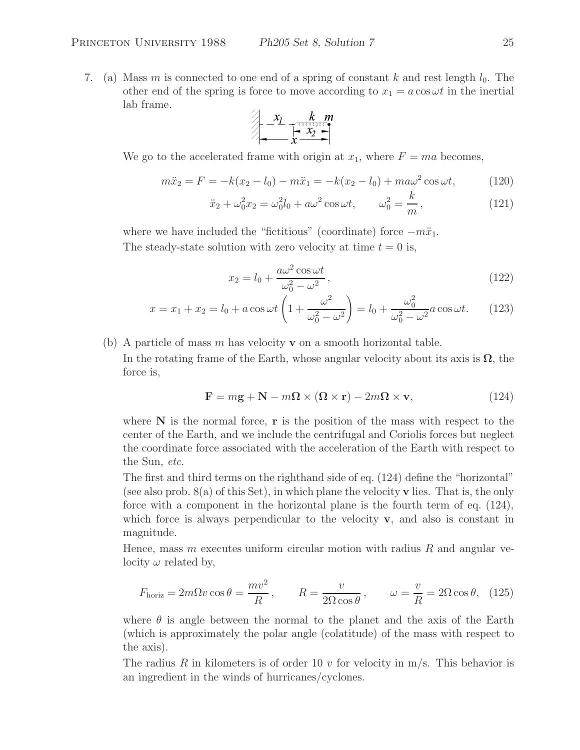7. (a) Mass $m$ is connected to one end of a spring of constant $k$ and rest length $l_0$. The other end of the spring is force to move according to $x_1 = a\cos\omega t$ in the inertial lab frame.

We go to the accelerated frame with origin at $x_1$, where $F = ma$ becomes,

$$m\ddot{x}_2 = F = -k(x_2 - l_0) - m\ddot{x}_1 = -k(x_2 - l_0) + ma\omega^2\cos\omega t, \tag{120}$$

$$\ddot{x}_2 + \omega_0^2 x_2 = \omega_0^2 l_0 + a\omega^2\cos\omega t, \qquad \omega_0^2 = \frac{k}{m}, \tag{121}$$

where we have included the "fictitious" (coordinate) force $-m\ddot{x}_1$.
The steady-state solution with zero velocity at time $t = 0$ is,

$$x_2 = l_0 + \frac{a\omega^2\cos\omega t}{\omega_0^2 - \omega^2}, \tag{122}$$

$$x = x_1 + x_2 = l_0 + a\cos\omega t\left(1 + \frac{\omega^2}{\omega_0^2 - \omega^2}\right) = l_0 + \frac{\omega_0^2}{\omega_0^2 - \omega^2}a\cos\omega t. \tag{123}$$

(b) A particle of mass $m$ has velocity $\mathbf{v}$ on a smooth horizontal table.
In the rotating frame of the Earth, whose angular velocity about its axis is $\mathbf{\Omega}$, the force is,

$$\mathbf{F} = m\mathbf{g} + \mathbf{N} - m\mathbf{\Omega}\times(\mathbf{\Omega}\times\mathbf{r}) - 2m\mathbf{\Omega}\times\mathbf{v}, \tag{124}$$

where $\mathbf{N}$ is the normal force, $\mathbf{r}$ is the position of the mass with respect to the center of the Earth, and we include the centrifugal and Coriolis forces but neglect the coordinate force associated with the acceleration of the Earth with respect to the Sun, *etc.*

The first and third terms on the righthand side of eq. (124) define the "horizontal" (see also prob. 8(a) of this Set), in which plane the velocity $\mathbf{v}$ lies. That is, the only force with a component in the horizontal plane is the fourth term of eq. (124), which force is always perpendicular to the velocity $\mathbf{v}$, and also is constant in magnitude.

Hence, mass $m$ executes uniform circular motion with radius $R$ and angular velocity $\omega$ related by,

$$F_{\text{horiz}} = 2m\Omega v\cos\theta = \frac{mv^2}{R}, \qquad R = \frac{v}{2\Omega\cos\theta}, \qquad \omega = \frac{v}{R} = 2\Omega\cos\theta, \tag{125}$$

where $\theta$ is angle between the normal to the planet and the axis of the Earth (which is approximately the polar angle (colatitude) of the mass with respect to the axis).

The radius $R$ in kilometers is of order 10 $v$ for velocity in m/s. This behavior is an ingredient in the winds of hurricanes/cyclones.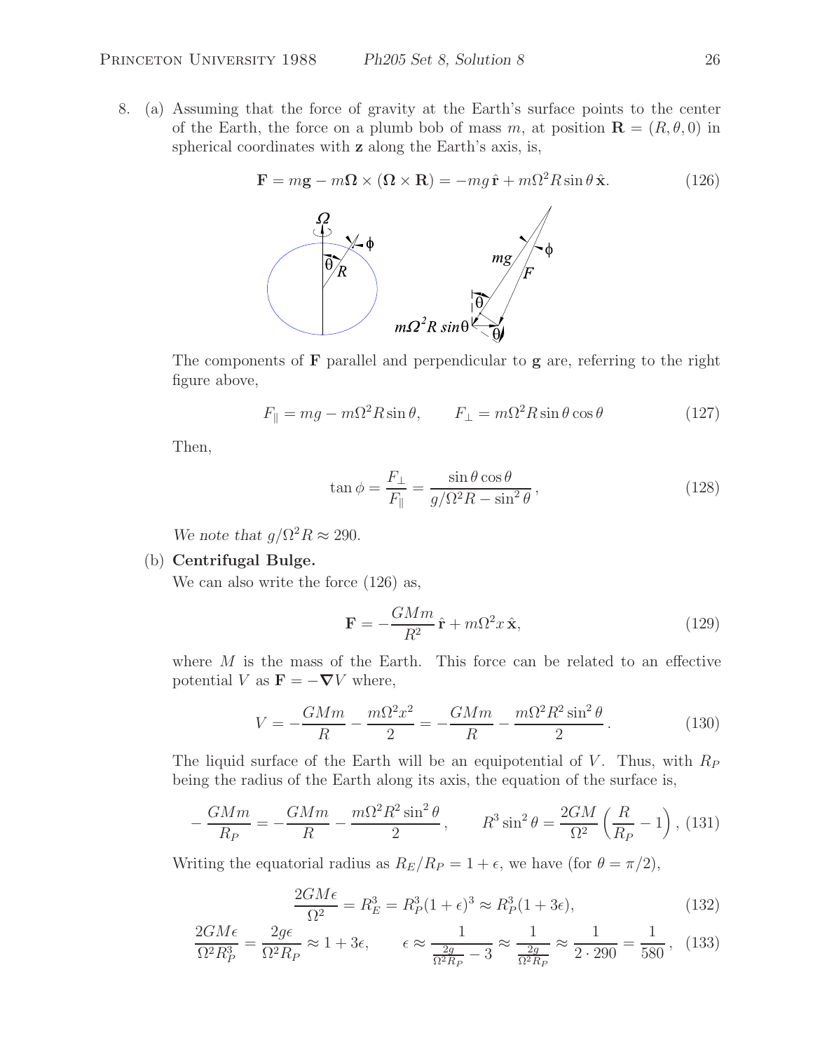8. (a) Assuming that the force of gravity at the Earth's surface points to the center of the Earth, the force on a plumb bob of mass $m$, at position $\mathbf{R} = (R, \theta, 0)$ in spherical coordinates with $\mathbf{z}$ along the Earth's axis, is,

$$\mathbf{F} = m\mathbf{g} - m\boldsymbol{\Omega} \times (\boldsymbol{\Omega} \times \mathbf{R}) = -mg\,\hat{\mathbf{r}} + m\Omega^2 R \sin\theta\,\hat{\mathbf{x}}. \tag{126}$$

The components of $\mathbf{F}$ parallel and perpendicular to $\mathbf{g}$ are, referring to the right figure above,

$$F_{\parallel} = mg - m\Omega^2 R \sin\theta, \qquad F_{\perp} = m\Omega^2 R \sin\theta\cos\theta \tag{127}$$

Then,

$$\tan\phi = \frac{F_{\perp}}{F_{\parallel}} = \frac{\sin\theta\cos\theta}{g/\Omega^2 R - \sin^2\theta}, \tag{128}$$

*We note that* $g/\Omega^2 R \approx 290$.

(b) **Centrifugal Bulge.**

We can also write the force (126) as,

$$\mathbf{F} = -\frac{GMm}{R^2}\,\hat{\mathbf{r}} + m\Omega^2 x\,\hat{\mathbf{x}}, \tag{129}$$

where $M$ is the mass of the Earth. This force can be related to an effective potential $V$ as $\mathbf{F} = -\boldsymbol{\nabla} V$ where,

$$V = -\frac{GMm}{R} - \frac{m\Omega^2 x^2}{2} = -\frac{GMm}{R} - \frac{m\Omega^2 R^2 \sin^2\theta}{2}. \tag{130}$$

The liquid surface of the Earth will be an equipotential of $V$. Thus, with $R_P$ being the radius of the Earth along its axis, the equation of the surface is,

$$-\frac{GMm}{R_P} = -\frac{GMm}{R} - \frac{m\Omega^2 R^2 \sin^2\theta}{2}, \qquad R^3 \sin^2\theta = \frac{2GM}{\Omega^2}\left(\frac{R}{R_P} - 1\right), \tag{131}$$

Writing the equatorial radius as $R_E/R_P = 1 + \epsilon$, we have (for $\theta = \pi/2$),

$$\frac{2GM\epsilon}{\Omega^2} = R_E^3 = R_P^3(1+\epsilon)^3 \approx R_P^3(1 + 3\epsilon), \tag{132}$$

$$\frac{2GM\epsilon}{\Omega^2 R_P^3} = \frac{2g\epsilon}{\Omega^2 R_P} \approx 1 + 3\epsilon, \qquad \epsilon \approx \frac{1}{\frac{2g}{\Omega^2 R_P} - 3} \approx \frac{1}{\frac{2g}{\Omega^2 R_P}} \approx \frac{1}{2 \cdot 290} = \frac{1}{580}, \tag{133}$$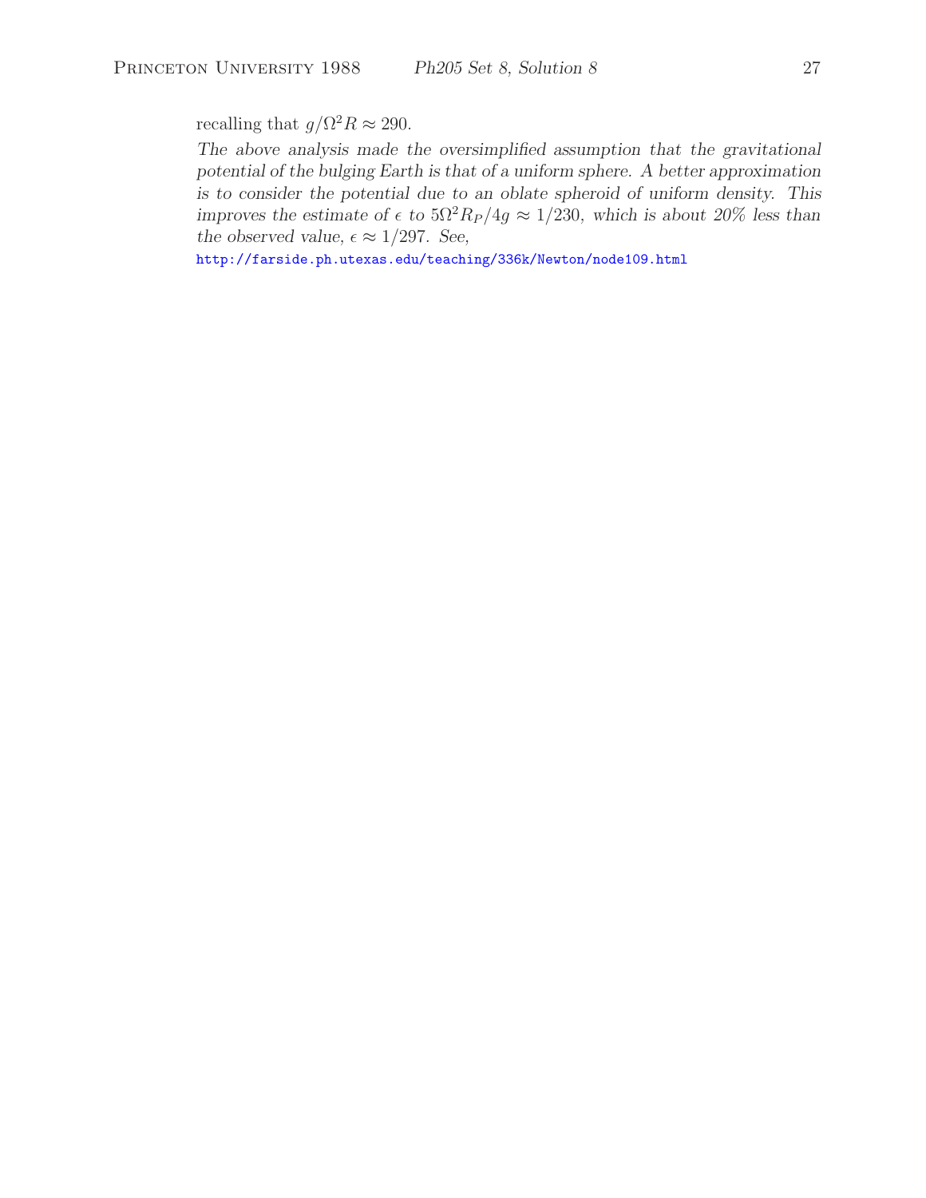recalling that $g/\Omega^2 R \approx 290$.

*The above analysis made the oversimplified assumption that the gravitational potential of the bulging Earth is that of a uniform sphere. A better approximation is to consider the potential due to an oblate spheroid of uniform density. This improves the estimate of $\epsilon$ to $5\Omega^2 R_P/4g \approx 1/230$, which is about 20% less than the observed value, $\epsilon \approx 1/297$. See,*

http://farside.ph.utexas.edu/teaching/336k/Newton/node109.html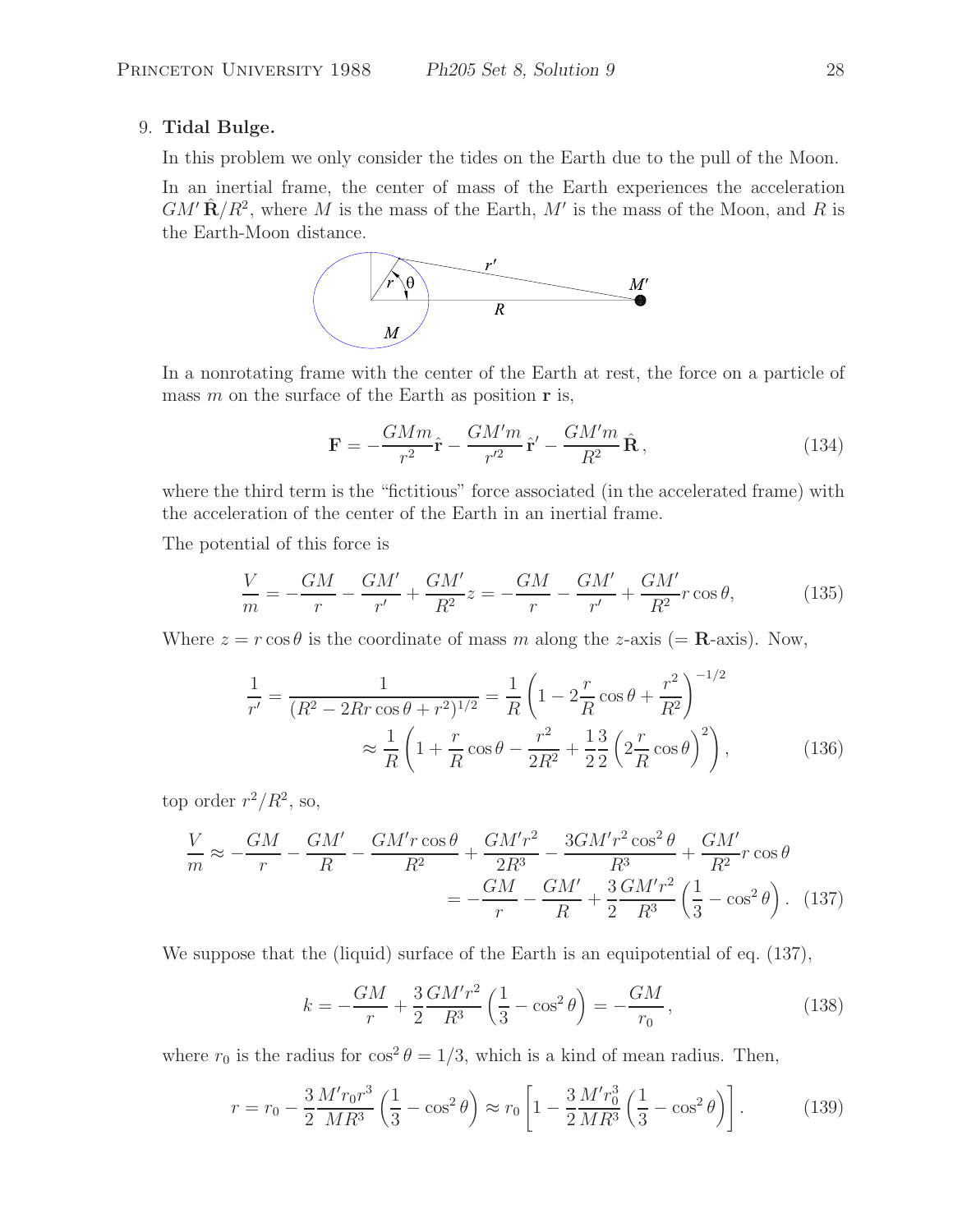9. **Tidal Bulge.**

In this problem we only consider the tides on the Earth due to the pull of the Moon.

In an inertial frame, the center of mass of the Earth experiences the acceleration $GM'\hat{\mathbf{R}}/R^2$, where $M$ is the mass of the Earth, $M'$ is the mass of the Moon, and $R$ is the Earth-Moon distance.

In a nonrotating frame with the center of the Earth at rest, the force on a particle of mass $m$ on the surface of the Earth as position $\mathbf{r}$ is,

$$\mathbf{F} = -\frac{GMm}{r^2}\hat{\mathbf{r}} - \frac{GM'm}{r'^2}\hat{\mathbf{r}}' - \frac{GM'm}{R^2}\hat{\mathbf{R}}, \tag{134}$$

where the third term is the "fictitious" force associated (in the accelerated frame) with the acceleration of the center of the Earth in an inertial frame.

The potential of this force is

$$\frac{V}{m} = -\frac{GM}{r} - \frac{GM'}{r'} + \frac{GM'}{R^2}z = -\frac{GM}{r} - \frac{GM'}{r'} + \frac{GM'}{R^2}r\cos\theta, \tag{135}$$

Where $z = r\cos\theta$ is the coordinate of mass $m$ along the $z$-axis ($= \mathbf{R}$-axis). Now,

$$\frac{1}{r'} = \frac{1}{(R^2 - 2Rr\cos\theta + r^2)^{1/2}} = \frac{1}{R}\left(1 - 2\frac{r}{R}\cos\theta + \frac{r^2}{R^2}\right)^{-1/2}$$
$$\approx \frac{1}{R}\left(1 + \frac{r}{R}\cos\theta - \frac{r^2}{2R^2} + \frac{1}{2}\frac{3}{2}\left(2\frac{r}{R}\cos\theta\right)^2\right), \tag{136}$$

top order $r^2/R^2$, so,

$$\frac{V}{m} \approx -\frac{GM}{r} - \frac{GM'}{R} - \frac{GM'r\cos\theta}{R^2} + \frac{GM'r^2}{2R^3} - \frac{3GM'r^2\cos^2\theta}{R^3} + \frac{GM'}{R^2}r\cos\theta$$
$$= -\frac{GM}{r} - \frac{GM'}{R} + \frac{3}{2}\frac{GM'r^2}{R^3}\left(\frac{1}{3} - \cos^2\theta\right). \tag{137}$$

We suppose that the (liquid) surface of the Earth is an equipotential of eq. (137),

$$k = -\frac{GM}{r} + \frac{3}{2}\frac{GM'r^2}{R^3}\left(\frac{1}{3} - \cos^2\theta\right) = -\frac{GM}{r_0}, \tag{138}$$

where $r_0$ is the radius for $\cos^2\theta = 1/3$, which is a kind of mean radius. Then,

$$r = r_0 - \frac{3}{2}\frac{M'r_0r^3}{MR^3}\left(\frac{1}{3} - \cos^2\theta\right) \approx r_0\left[1 - \frac{3}{2}\frac{M'r_0^3}{MR^3}\left(\frac{1}{3} - \cos^2\theta\right)\right]. \tag{139}$$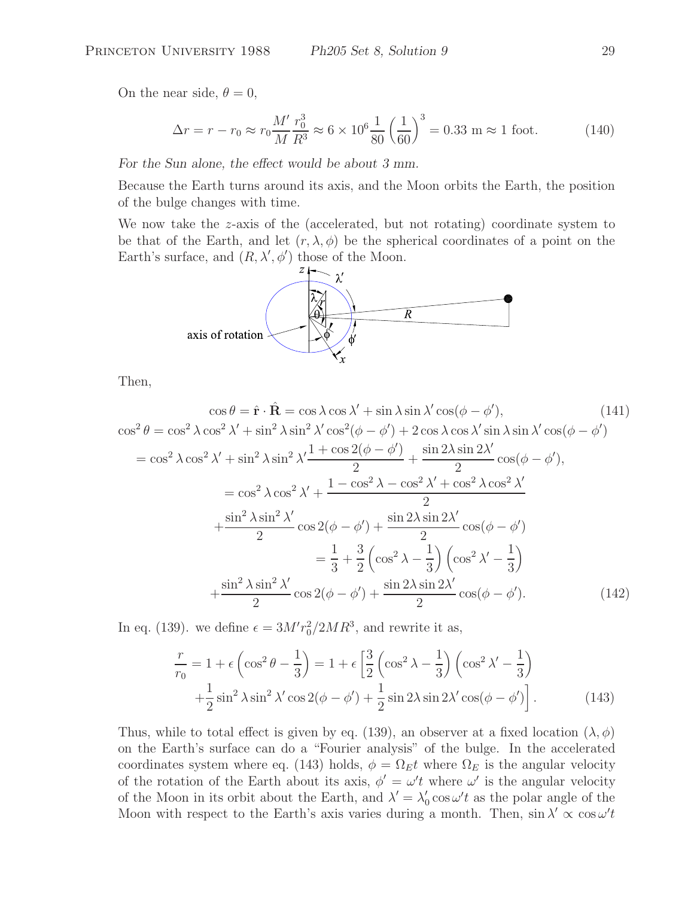On the near side, $\theta = 0$,

$$\Delta r = r - r_0 \approx r_0 \frac{M'}{M} \frac{r_0^3}{R^3} \approx 6 \times 10^6 \frac{1}{80} \left(\frac{1}{60}\right)^3 = 0.33 \text{ m} \approx 1 \text{ foot}. \tag{140}$$

*For the Sun alone, the effect would be about 3 mm.*

Because the Earth turns around its axis, and the Moon orbits the Earth, the position of the bulge changes with time.

We now take the $z$-axis of the (accelerated, but not rotating) coordinate system to be that of the Earth, and let $(r, \lambda, \phi)$ be the spherical coordinates of a point on the Earth's surface, and $(R, \lambda', \phi')$ those of the Moon.

Then,

$$\cos\theta = \hat{\mathbf{r}} \cdot \hat{\mathbf{R}} = \cos\lambda \cos\lambda' + \sin\lambda \sin\lambda' \cos(\phi - \phi'), \tag{141}$$

$$\begin{aligned}
\cos^2\theta &= \cos^2\lambda \cos^2\lambda' + \sin^2\lambda \sin^2\lambda' \cos^2(\phi - \phi') + 2\cos\lambda \cos\lambda' \sin\lambda \sin\lambda' \cos(\phi - \phi') \\
&= \cos^2\lambda \cos^2\lambda' + \sin^2\lambda \sin^2\lambda' \frac{1 + \cos 2(\phi - \phi')}{2} + \frac{\sin 2\lambda \sin 2\lambda'}{2} \cos(\phi - \phi'), \\
&= \cos^2\lambda \cos^2\lambda' + \frac{1 - \cos^2\lambda - \cos^2\lambda' + \cos^2\lambda \cos^2\lambda'}{2} \\
&\quad + \frac{\sin^2\lambda \sin^2\lambda'}{2} \cos 2(\phi - \phi') + \frac{\sin 2\lambda \sin 2\lambda'}{2} \cos(\phi - \phi') \\
&= \frac{1}{3} + \frac{3}{2}\left(\cos^2\lambda - \frac{1}{3}\right)\left(\cos^2\lambda' - \frac{1}{3}\right) \\
&\quad + \frac{\sin^2\lambda \sin^2\lambda'}{2} \cos 2(\phi - \phi') + \frac{\sin 2\lambda \sin 2\lambda'}{2} \cos(\phi - \phi').
\end{aligned} \tag{142}$$

In eq. (139). we define $\epsilon = 3M' r_0^2 / 2MR^3$, and rewrite it as,

$$\begin{aligned}
\frac{r}{r_0} = 1 + \epsilon\left(\cos^2\theta - \frac{1}{3}\right) &= 1 + \epsilon\left[\frac{3}{2}\left(\cos^2\lambda - \frac{1}{3}\right)\left(\cos^2\lambda' - \frac{1}{3}\right)\right. \\
&\quad \left. + \frac{1}{2}\sin^2\lambda \sin^2\lambda' \cos 2(\phi - \phi') + \frac{1}{2}\sin 2\lambda \sin 2\lambda' \cos(\phi - \phi')\right].
\end{aligned} \tag{143}$$

Thus, while to total effect is given by eq. (139), an observer at a fixed location $(\lambda, \phi)$ on the Earth's surface can do a "Fourier analysis" of the bulge. In the accelerated coordinates system where eq. (143) holds, $\phi = \Omega_E t$ where $\Omega_E$ is the angular velocity of the rotation of the Earth about its axis, $\phi' = \omega' t$ where $\omega'$ is the angular velocity of the Moon in its orbit about the Earth, and $\lambda' = \lambda'_0 \cos\omega' t$ as the polar angle of the Moon with respect to the Earth's axis varies during a month. Then, $\sin\lambda' \propto \cos\omega' t$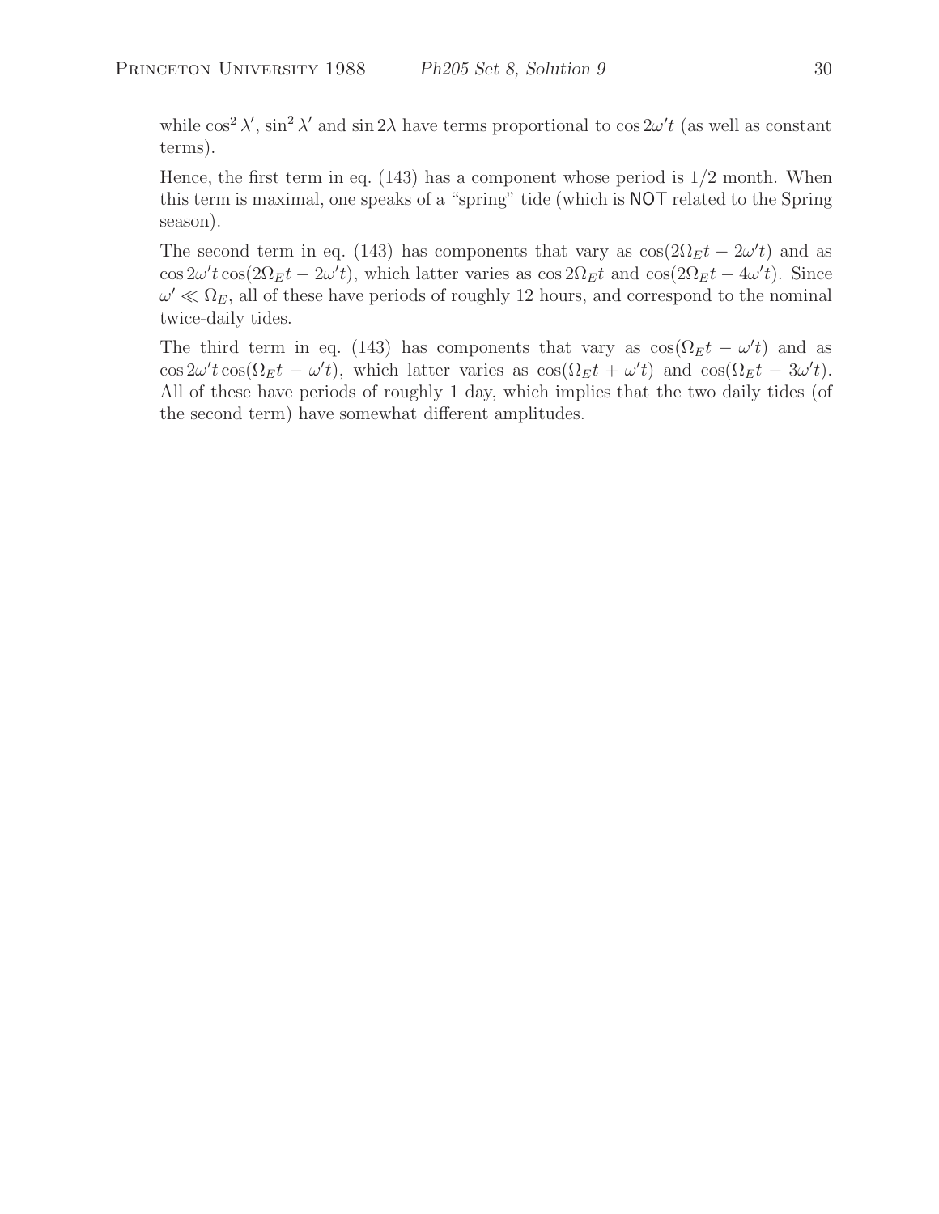while $\cos^2 \lambda'$, $\sin^2 \lambda'$ and $\sin 2\lambda$ have terms proportional to $\cos 2\omega' t$ (as well as constant terms).

Hence, the first term in eq. (143) has a component whose period is 1/2 month. When this term is maximal, one speaks of a "spring" tide (which is **NOT** related to the Spring season).

The second term in eq. (143) has components that vary as $\cos(2\Omega_E t - 2\omega' t)$ and as $\cos 2\omega' t \cos(2\Omega_E t - 2\omega' t)$, which latter varies as $\cos 2\Omega_E t$ and $\cos(2\Omega_E t - 4\omega' t)$. Since $\omega' \ll \Omega_E$, all of these have periods of roughly 12 hours, and correspond to the nominal twice-daily tides.

The third term in eq. (143) has components that vary as $\cos(\Omega_E t - \omega' t)$ and as $\cos 2\omega' t \cos(\Omega_E t - \omega' t)$, which latter varies as $\cos(\Omega_E t + \omega' t)$ and $\cos(\Omega_E t - 3\omega' t)$. All of these have periods of roughly 1 day, which implies that the two daily tides (of the second term) have somewhat different amplitudes.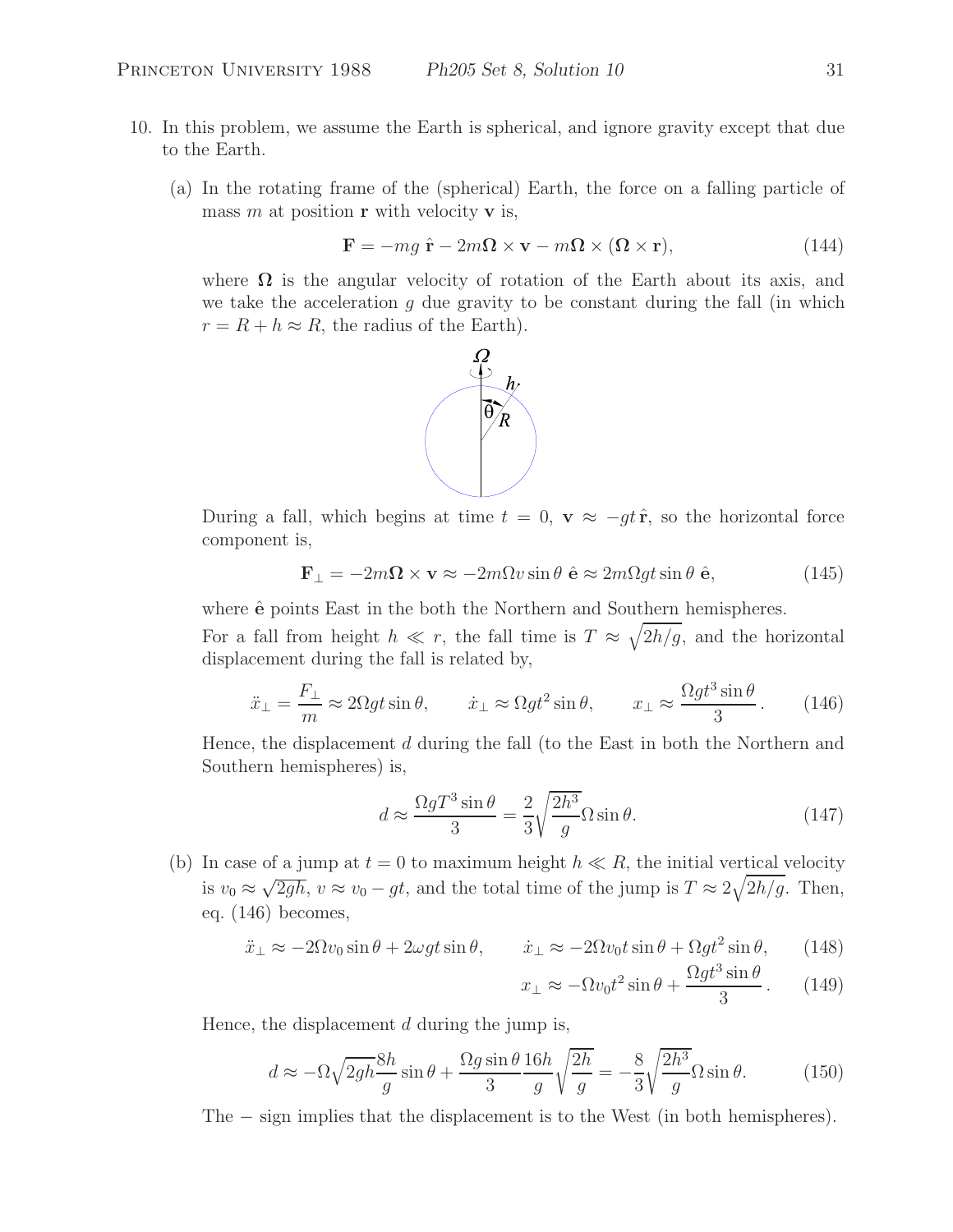10. In this problem, we assume the Earth is spherical, and ignore gravity except that due to the Earth.

   (a) In the rotating frame of the (spherical) Earth, the force on a falling particle of mass $m$ at position $\mathbf{r}$ with velocity $\mathbf{v}$ is,

$$\mathbf{F} = -mg\,\hat{\mathbf{r}} - 2m\boldsymbol{\Omega}\times\mathbf{v} - m\boldsymbol{\Omega}\times(\boldsymbol{\Omega}\times\mathbf{r}), \tag{144}$$

   where $\boldsymbol{\Omega}$ is the angular velocity of rotation of the Earth about its axis, and we take the acceleration $g$ due gravity to be constant during the fall (in which $r = R + h \approx R$, the radius of the Earth).

   During a fall, which begins at time $t = 0$, $\mathbf{v} \approx -gt\,\hat{\mathbf{r}}$, so the horizontal force component is,

$$\mathbf{F}_\perp = -2m\boldsymbol{\Omega}\times\mathbf{v} \approx -2m\Omega v\sin\theta\;\hat{\mathbf{e}} \approx 2m\Omega gt\sin\theta\;\hat{\mathbf{e}}, \tag{145}$$

   where $\hat{\mathbf{e}}$ points East in the both the Northern and Southern hemispheres.

   For a fall from height $h \ll r$, the fall time is $T \approx \sqrt{2h/g}$, and the horizontal displacement during the fall is related by,

$$\ddot{x}_\perp = \frac{F_\perp}{m} \approx 2\Omega gt\sin\theta, \qquad \dot{x}_\perp \approx \Omega gt^2\sin\theta, \qquad x_\perp \approx \frac{\Omega gt^3\sin\theta}{3}. \tag{146}$$

   Hence, the displacement $d$ during the fall (to the East in both the Northern and Southern hemispheres) is,

$$d \approx \frac{\Omega gT^3\sin\theta}{3} = \frac{2}{3}\sqrt{\frac{2h^3}{g}}\Omega\sin\theta. \tag{147}$$

   (b) In case of a jump at $t = 0$ to maximum height $h \ll R$, the initial vertical velocity is $v_0 \approx \sqrt{2gh}$, $v \approx v_0 - gt$, and the total time of the jump is $T \approx 2\sqrt{2h/g}$. Then, eq. (146) becomes,

$$\ddot{x}_\perp \approx -2\Omega v_0\sin\theta + 2\omega gt\sin\theta, \qquad \dot{x}_\perp \approx -2\Omega v_0 t\sin\theta + \Omega gt^2\sin\theta, \tag{148}$$

$$x_\perp \approx -\Omega v_0 t^2\sin\theta + \frac{\Omega gt^3\sin\theta}{3}. \tag{149}$$

   Hence, the displacement $d$ during the jump is,

$$d \approx -\Omega\sqrt{2gh}\frac{8h}{g}\sin\theta + \frac{\Omega g\sin\theta}{3}\frac{16h}{g}\sqrt{\frac{2h}{g}} = -\frac{8}{3}\sqrt{\frac{2h^3}{g}}\Omega\sin\theta. \tag{150}$$

   The $-$ sign implies that the displacement is to the West (in both hemispheres).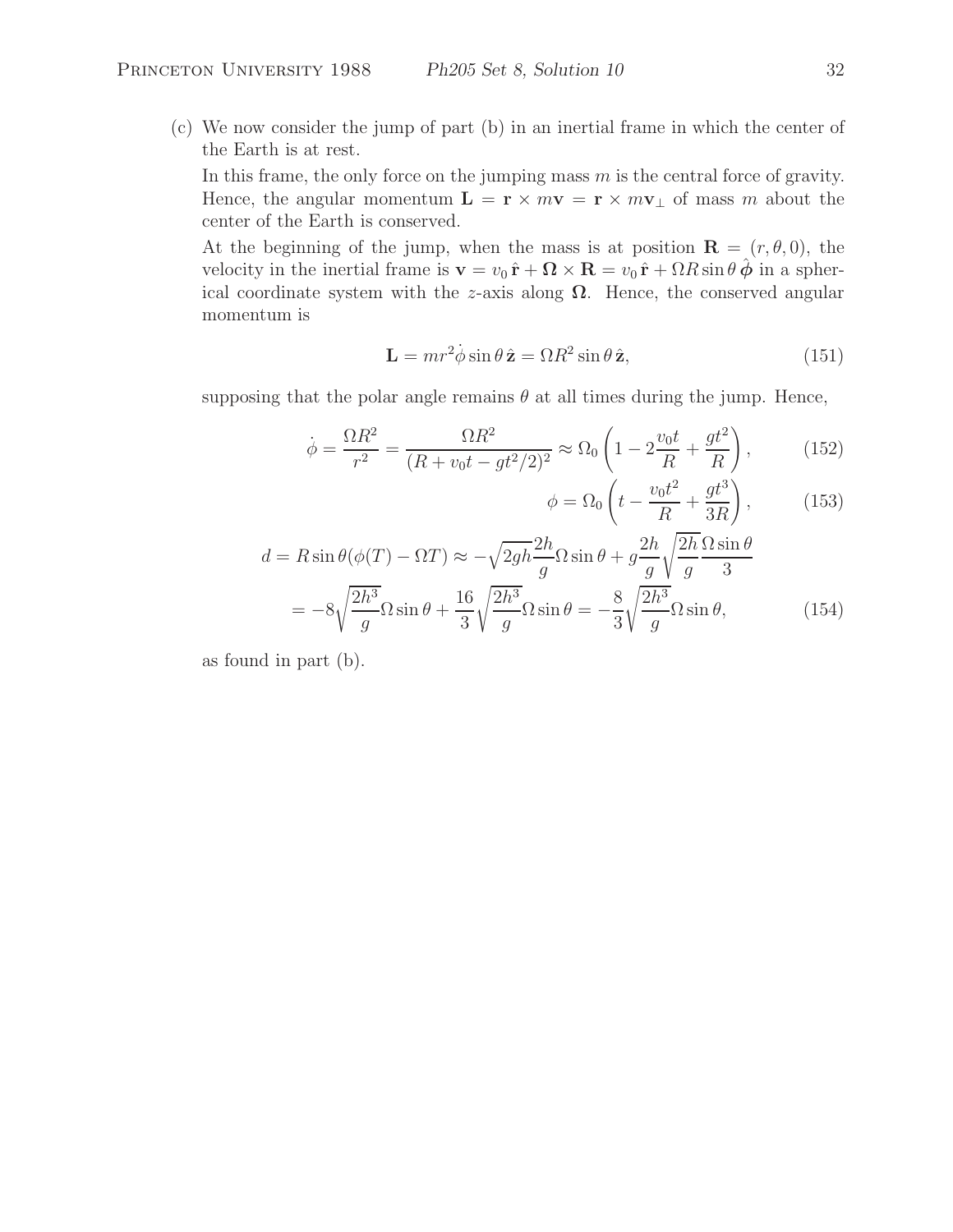(c) We now consider the jump of part (b) in an inertial frame in which the center of the Earth is at rest.

In this frame, the only force on the jumping mass $m$ is the central force of gravity. Hence, the angular momentum $\mathbf{L} = \mathbf{r} \times m\mathbf{v} = \mathbf{r} \times m\mathbf{v}_\perp$ of mass $m$ about the center of the Earth is conserved.

At the beginning of the jump, when the mass is at position $\mathbf{R} = (r, \theta, 0)$, the velocity in the inertial frame is $\mathbf{v} = v_0\,\hat{\mathbf{r}} + \mathbf{\Omega} \times \mathbf{R} = v_0\,\hat{\mathbf{r}} + \Omega R \sin\theta\,\hat{\boldsymbol{\phi}}$ in a spherical coordinate system with the $z$-axis along $\mathbf{\Omega}$. Hence, the conserved angular momentum is

$$\mathbf{L} = mr^2\dot{\phi}\sin\theta\,\hat{\mathbf{z}} = \Omega R^2 \sin\theta\,\hat{\mathbf{z}}, \tag{151}$$

supposing that the polar angle remains $\theta$ at all times during the jump. Hence,

$$\dot{\phi} = \frac{\Omega R^2}{r^2} = \frac{\Omega R^2}{(R + v_0 t - gt^2/2)^2} \approx \Omega_0 \left(1 - 2\frac{v_0 t}{R} + \frac{gt^2}{R}\right), \tag{152}$$

$$\phi = \Omega_0 \left(t - \frac{v_0 t^2}{R} + \frac{gt^3}{3R}\right), \tag{153}$$

$$\begin{aligned} d = R\sin\theta(\phi(T) - \Omega T) &\approx -\sqrt{2gh}\frac{2h}{g}\Omega\sin\theta + g\frac{2h}{g}\sqrt{\frac{2h}{g}}\frac{\Omega\sin\theta}{3} \\ &= -8\sqrt{\frac{2h^3}{g}}\Omega\sin\theta + \frac{16}{3}\sqrt{\frac{2h^3}{g}}\Omega\sin\theta = -\frac{8}{3}\sqrt{\frac{2h^3}{g}}\Omega\sin\theta, \end{aligned} \tag{154}$$

as found in part (b).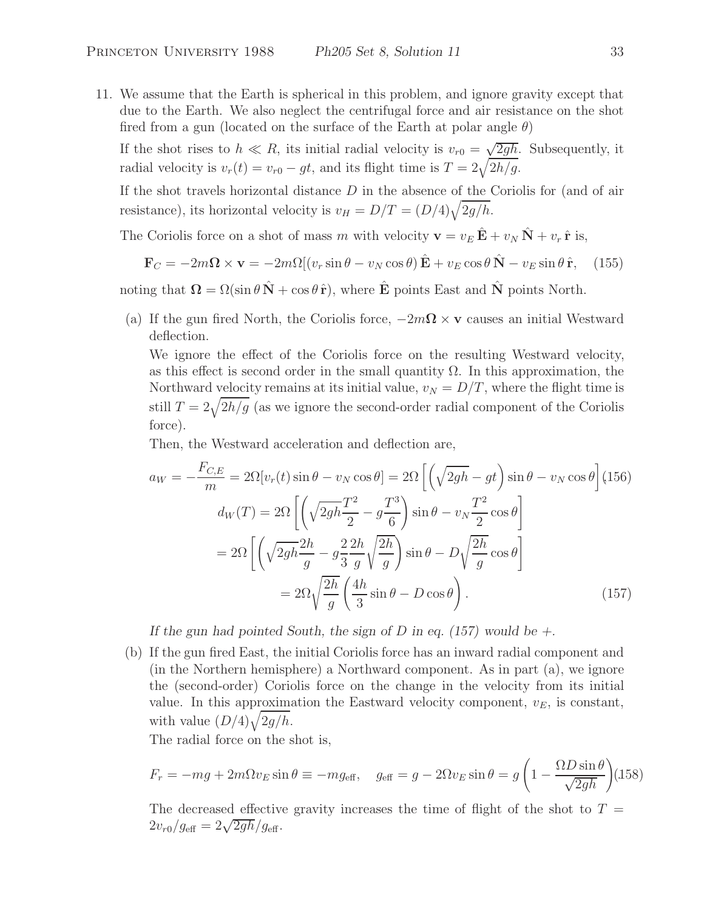11. We assume that the Earth is spherical in this problem, and ignore gravity except that due to the Earth. We also neglect the centrifugal force and air resistance on the shot fired from a gun (located on the surface of the Earth at polar angle $\theta$)

    If the shot rises to $h \ll R$, its initial radial velocity is $v_{r0} = \sqrt{2gh}$. Subsequently, it radial velocity is $v_r(t) = v_{r0} - gt$, and its flight time is $T = 2\sqrt{2h/g}$.

    If the shot travels horizontal distance $D$ in the absence of the Coriolis for (and of air resistance), its horizontal velocity is $v_H = D/T = (D/4)\sqrt{2g/h}$.

    The Coriolis force on a shot of mass $m$ with velocity $\mathbf{v} = v_E\,\hat{\mathbf{E}} + v_N\,\hat{\mathbf{N}} + v_r\,\hat{\mathbf{r}}$ is,

    $$\mathbf{F}_C = -2m\mathbf{\Omega}\times\mathbf{v} = -2m\Omega[(v_r\sin\theta - v_N\cos\theta)\,\hat{\mathbf{E}} + v_E\cos\theta\,\hat{\mathbf{N}} - v_E\sin\theta\,\hat{\mathbf{r}}, \qquad (155)$$

    noting that $\mathbf{\Omega} = \Omega(\sin\theta\,\hat{\mathbf{N}} + \cos\theta\,\hat{\mathbf{r}})$, where $\hat{\mathbf{E}}$ points East and $\hat{\mathbf{N}}$ points North.

    (a) If the gun fired North, the Coriolis force, $-2m\mathbf{\Omega}\times\mathbf{v}$ causes an initial Westward deflection.

    We ignore the effect of the Coriolis force on the resulting Westward velocity, as this effect is second order in the small quantity $\Omega$. In this approximation, the Northward velocity remains at its initial value, $v_N = D/T$, where the flight time is still $T = 2\sqrt{2h/g}$ (as we ignore the second-order radial component of the Coriolis force).

    Then, the Westward acceleration and deflection are,

    $$a_W = -\frac{F_{C,E}}{m} = 2\Omega[v_r(t)\sin\theta - v_N\cos\theta] = 2\Omega\left[\left(\sqrt{2gh} - gt\right)\sin\theta - v_N\cos\theta\right] \qquad (156)$$

    $$\begin{aligned} d_W(T) &= 2\Omega\left[\left(\sqrt{2gh}\frac{T^2}{2} - g\frac{T^3}{6}\right)\sin\theta - v_N\frac{T^2}{2}\cos\theta\right] \\ &= 2\Omega\left[\left(\sqrt{2gh}\frac{2h}{g} - g\frac{2}{3}\frac{2h}{g}\sqrt{\frac{2h}{g}}\right)\sin\theta - D\sqrt{\frac{2h}{g}}\cos\theta\right] \\ &= 2\Omega\sqrt{\frac{2h}{g}}\left(\frac{4h}{3}\sin\theta - D\cos\theta\right). \end{aligned} \qquad (157)$$

    *If the gun had pointed South, the sign of $D$ in eq. (157) would be $+$.*

    (b) If the gun fired East, the initial Coriolis force has an inward radial component and (in the Northern hemisphere) a Northward component. As in part (a), we ignore the (second-order) Coriolis force on the change in the velocity from its initial value. In this approximation the Eastward velocity component, $v_E$, is constant, with value $(D/4)\sqrt{2g/h}$.

    The radial force on the shot is,

    $$F_r = -mg + 2m\Omega v_E\sin\theta \equiv -mg_{\rm eff}, \quad g_{\rm eff} = g - 2\Omega v_E\sin\theta = g\left(1 - \frac{\Omega D\sin\theta}{\sqrt{2gh}}\right) \qquad (158)$$

    The decreased effective gravity increases the time of flight of the shot to $T = 2v_{r0}/g_{\rm eff} = 2\sqrt{2gh}/g_{\rm eff}$.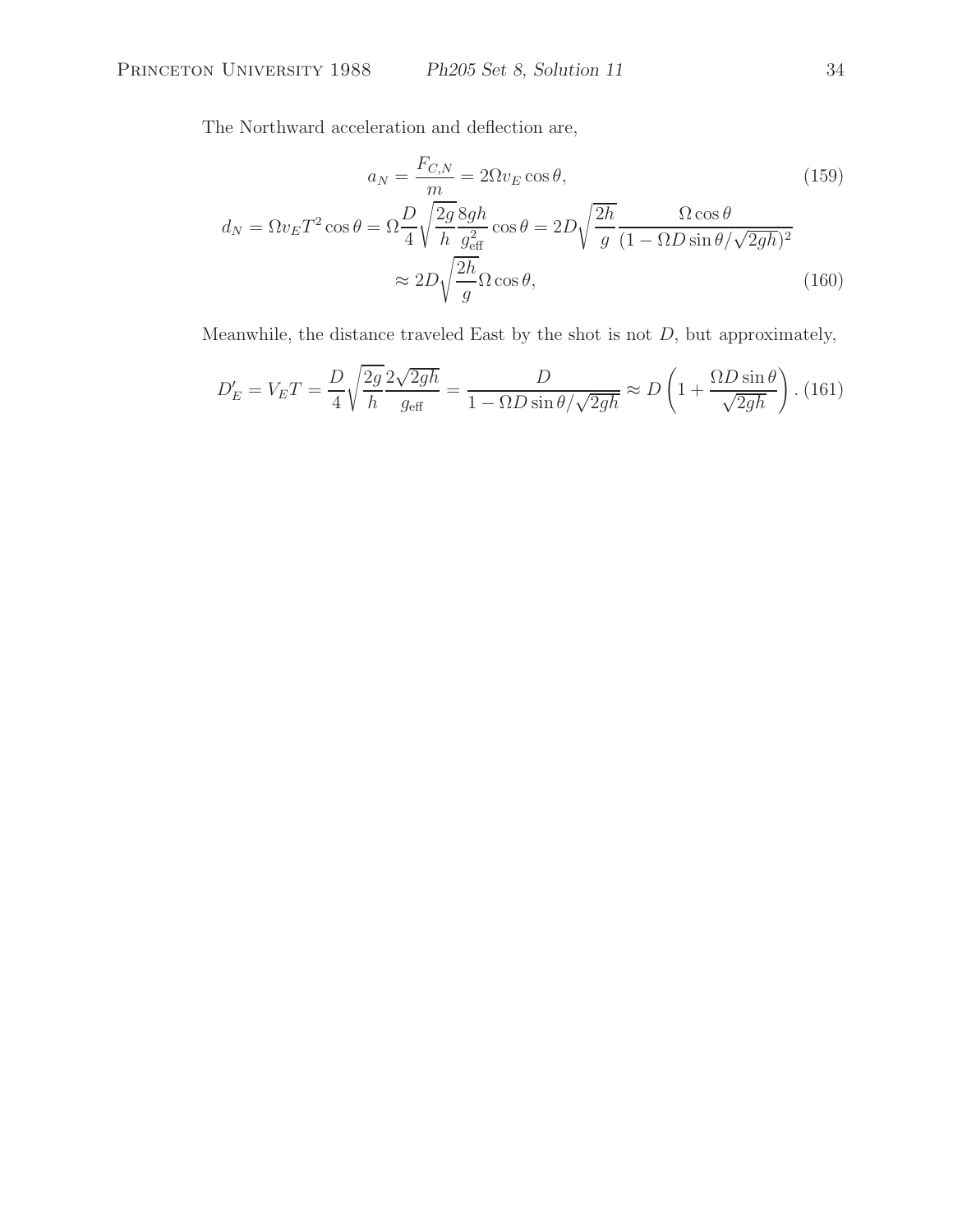The Northward acceleration and deflection are,

$$a_N = \frac{F_{C,N}}{m} = 2\Omega v_E \cos\theta, \tag{159}$$

$$d_N = \Omega v_E T^2 \cos\theta = \Omega \frac{D}{4}\sqrt{\frac{2g}{h}}\frac{8gh}{g_{\text{eff}}^2}\cos\theta = 2D\sqrt{\frac{2h}{g}}\frac{\Omega\cos\theta}{(1 - \Omega D\sin\theta/\sqrt{2gh})^2}$$

$$\approx 2D\sqrt{\frac{2h}{g}}\Omega\cos\theta, \tag{160}$$

Meanwhile, the distance traveled East by the shot is not $D$, but approximately,

$$D'_E = V_E T = \frac{D}{4}\sqrt{\frac{2g}{h}}\frac{2\sqrt{2gh}}{g_{\text{eff}}} = \frac{D}{1 - \Omega D\sin\theta/\sqrt{2gh}} \approx D\left(1 + \frac{\Omega D\sin\theta}{\sqrt{2gh}}\right). \tag{161}$$